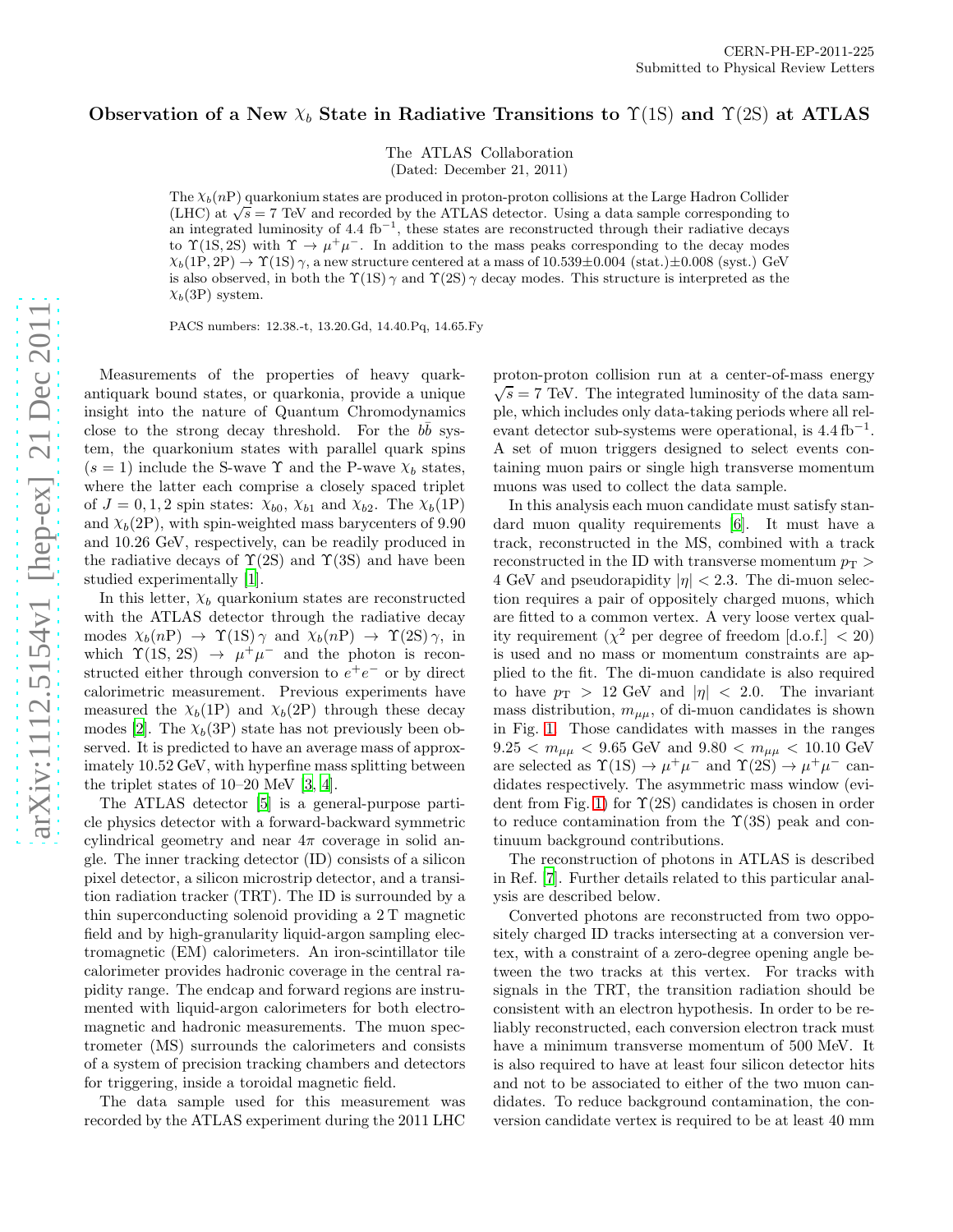CERN-PH-EP-2011-225
Submitted to Physical Review Letters

# Observation of a New $\chi_b$ State in Radiative Transitions to $\Upsilon$(1S) and $\Upsilon$(2S) at ATLAS

The ATLAS Collaboration
(Dated: December 21, 2011)

The $\chi_b(n\mathrm{P})$ quarkonium states are produced in proton-proton collisions at the Large Hadron Collider (LHC) at $\sqrt{s} = 7$ TeV and recorded by the ATLAS detector. Using a data sample corresponding to an integrated luminosity of 4.4 fb$^{-1}$, these states are reconstructed through their radiative decays to $\Upsilon$(1S, 2S) with $\Upsilon \to \mu^+\mu^-$. In addition to the mass peaks corresponding to the decay modes $\chi_b(1\mathrm{P}, 2\mathrm{P}) \to \Upsilon(1\mathrm{S})\,\gamma$, a new structure centered at a mass of 10.539±0.004 (stat.)±0.008 (syst.) GeV is also observed, in both the $\Upsilon(1\mathrm{S})\,\gamma$ and $\Upsilon(2\mathrm{S})\,\gamma$ decay modes. This structure is interpreted as the $\chi_b(3\mathrm{P})$ system.

PACS numbers: 12.38.-t, 13.20.Gd, 14.40.Pq, 14.65.Fy

Measurements of the properties of heavy quark-antiquark bound states, or quarkonia, provide a unique insight into the nature of Quantum Chromodynamics close to the strong decay threshold. For the $b\bar{b}$ system, the quarkonium states with parallel quark spins ($s = 1$) include the S-wave $\Upsilon$ and the P-wave $\chi_b$ states, where the latter each comprise a closely spaced triplet of $J = 0, 1, 2$ spin states: $\chi_{b0}$, $\chi_{b1}$ and $\chi_{b2}$. The $\chi_b(1\mathrm{P})$ and $\chi_b(2\mathrm{P})$, with spin-weighted mass barycenters of 9.90 and 10.26 GeV, respectively, can be readily produced in the radiative decays of $\Upsilon$(2S) and $\Upsilon$(3S) and have been studied experimentally [1].

In this letter, $\chi_b$ quarkonium states are reconstructed with the ATLAS detector through the radiative decay modes $\chi_b(n\mathrm{P}) \to \Upsilon(1\mathrm{S})\,\gamma$ and $\chi_b(n\mathrm{P}) \to \Upsilon(2\mathrm{S})\,\gamma$, in which $\Upsilon(1\mathrm{S}, 2\mathrm{S}) \to \mu^+\mu^-$ and the photon is reconstructed either through conversion to $e^+e^-$ or by direct calorimetric measurement. Previous experiments have measured the $\chi_b(1\mathrm{P})$ and $\chi_b(2\mathrm{P})$ through these decay modes [2]. The $\chi_b(3\mathrm{P})$ state has not previously been observed. It is predicted to have an average mass of approximately 10.52 GeV, with hyperfine mass splitting between the triplet states of 10–20 MeV [3, 4].

The ATLAS detector [5] is a general-purpose particle physics detector with a forward-backward symmetric cylindrical geometry and near $4\pi$ coverage in solid angle. The inner tracking detector (ID) consists of a silicon pixel detector, a silicon microstrip detector, and a transition radiation tracker (TRT). The ID is surrounded by a thin superconducting solenoid providing a 2 T magnetic field and by high-granularity liquid-argon sampling electromagnetic (EM) calorimeters. An iron-scintillator tile calorimeter provides hadronic coverage in the central rapidity range. The endcap and forward regions are instrumented with liquid-argon calorimeters for both electromagnetic and hadronic measurements. The muon spectrometer (MS) surrounds the calorimeters and consists of a system of precision tracking chambers and detectors for triggering, inside a toroidal magnetic field.

The data sample used for this measurement was recorded by the ATLAS experiment during the 2011 LHC proton-proton collision run at a center-of-mass energy $\sqrt{s} = 7$ TeV. The integrated luminosity of the data sample, which includes only data-taking periods where all relevant detector sub-systems were operational, is 4.4 fb$^{-1}$. A set of muon triggers designed to select events containing muon pairs or single high transverse momentum muons was used to collect the data sample.

In this analysis each muon candidate must satisfy standard muon quality requirements [6]. It must have a track, reconstructed in the MS, combined with a track reconstructed in the ID with transverse momentum $p_\mathrm{T} > 4$ GeV and pseudorapidity $|\eta| < 2.3$. The di-muon selection requires a pair of oppositely charged muons, which are fitted to a common vertex. A very loose vertex quality requirement ($\chi^2$ per degree of freedom [d.o.f.] $< 20$) is used and no mass or momentum constraints are applied to the fit. The di-muon candidate is also required to have $p_\mathrm{T} > 12$ GeV and $|\eta| < 2.0$. The invariant mass distribution, $m_{\mu\mu}$, of di-muon candidates is shown in Fig. 1. Those candidates with masses in the ranges $9.25 < m_{\mu\mu} < 9.65$ GeV and $9.80 < m_{\mu\mu} < 10.10$ GeV are selected as $\Upsilon(1\mathrm{S}) \to \mu^+\mu^-$ and $\Upsilon(2\mathrm{S}) \to \mu^+\mu^-$ candidates respectively. The asymmetric mass window (evident from Fig. 1) for $\Upsilon$(2S) candidates is chosen in order to reduce contamination from the $\Upsilon$(3S) peak and continuum background contributions.

The reconstruction of photons in ATLAS is described in Ref. [7]. Further details related to this particular analysis are described below.

Converted photons are reconstructed from two oppositely charged ID tracks intersecting at a conversion vertex, with a constraint of a zero-degree opening angle between the two tracks at this vertex. For tracks with signals in the TRT, the transition radiation should be consistent with an electron hypothesis. In order to be reliably reconstructed, each conversion electron track must have a minimum transverse momentum of 500 MeV. It is also required to have at least four silicon detector hits and not to be associated to either of the two muon candidates. To reduce background contamination, the conversion candidate vertex is required to be at least 40 mm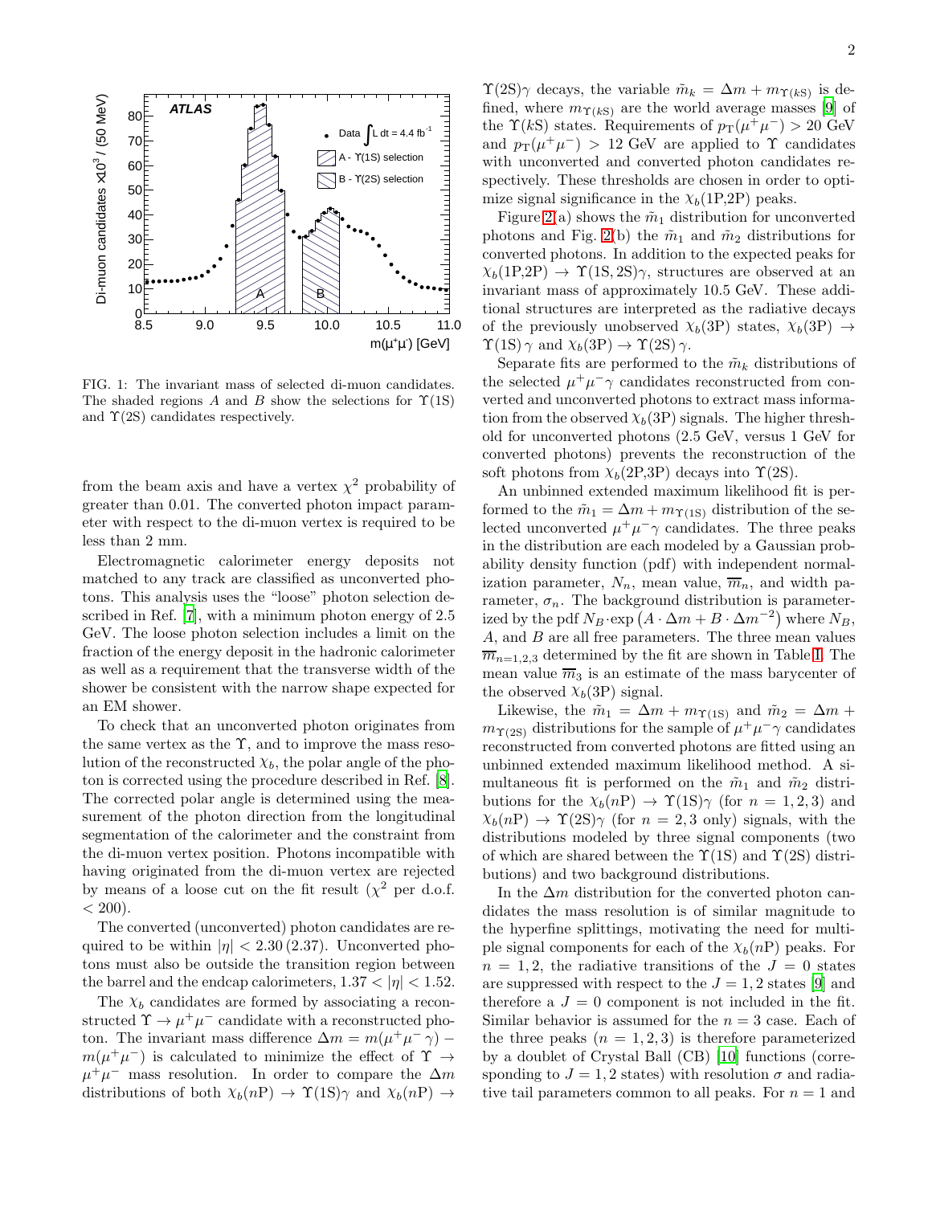FIG. 1: The invariant mass of selected di-muon candidates. The shaded regions $A$ and $B$ show the selections for $\Upsilon(1S)$ and $\Upsilon(2S)$ candidates respectively.

from the beam axis and have a vertex $\chi^2$ probability of greater than 0.01. The converted photon impact parameter with respect to the di-muon vertex is required to be less than 2 mm.

Electromagnetic calorimeter energy deposits not matched to any track are classified as unconverted photons. This analysis uses the "loose" photon selection described in Ref. [7], with a minimum photon energy of 2.5 GeV. The loose photon selection includes a limit on the fraction of the energy deposit in the hadronic calorimeter as well as a requirement that the transverse width of the shower be consistent with the narrow shape expected for an EM shower.

To check that an unconverted photon originates from the same vertex as the $\Upsilon$, and to improve the mass resolution of the reconstructed $\chi_b$, the polar angle of the photon is corrected using the procedure described in Ref. [8]. The corrected polar angle is determined using the measurement of the photon direction from the longitudinal segmentation of the calorimeter and the constraint from the di-muon vertex position. Photons incompatible with having originated from the di-muon vertex are rejected by means of a loose cut on the fit result ($\chi^2$ per d.o.f. $< 200$).

The converted (unconverted) photon candidates are required to be within $|\eta| < 2.30\,(2.37)$. Unconverted photons must also be outside the transition region between the barrel and the endcap calorimeters, $1.37 < |\eta| < 1.52$.

The $\chi_b$ candidates are formed by associating a reconstructed $\Upsilon \to \mu^+\mu^-$ candidate with a reconstructed photon. The invariant mass difference $\Delta m = m(\mu^+\mu^-\,\gamma) - m(\mu^+\mu^-)$ is calculated to minimize the effect of $\Upsilon \to \mu^+\mu^-$ mass resolution. In order to compare the $\Delta m$ distributions of both $\chi_b(n\mathrm{P}) \to \Upsilon(1S)\gamma$ and $\chi_b(n\mathrm{P}) \to \Upsilon(2S)\gamma$ decays, the variable $\tilde{m}_k = \Delta m + m_{\Upsilon(kS)}$ is defined, where $m_{\Upsilon(kS)}$ are the world average masses [9] of the $\Upsilon(kS)$ states. Requirements of $p_T(\mu^+\mu^-) > 20$ GeV and $p_T(\mu^+\mu^-) > 12$ GeV are applied to $\Upsilon$ candidates with unconverted and converted photon candidates respectively. These thresholds are chosen in order to optimize signal significance in the $\chi_b(1\mathrm{P},2\mathrm{P})$ peaks.

Figure 2(a) shows the $\tilde{m}_1$ distribution for unconverted photons and Fig. 2(b) the $\tilde{m}_1$ and $\tilde{m}_2$ distributions for converted photons. In addition to the expected peaks for $\chi_b(1\mathrm{P},2\mathrm{P}) \to \Upsilon(1S,2S)\gamma$, structures are observed at an invariant mass of approximately 10.5 GeV. These additional structures are interpreted as the radiative decays of the previously unobserved $\chi_b(3\mathrm{P})$ states, $\chi_b(3\mathrm{P}) \to \Upsilon(1S)\,\gamma$ and $\chi_b(3\mathrm{P}) \to \Upsilon(2S)\,\gamma$.

Separate fits are performed to the $\tilde{m}_k$ distributions of the selected $\mu^+\mu^-\gamma$ candidates reconstructed from converted and unconverted photons to extract mass information from the observed $\chi_b(3\mathrm{P})$ signals. The higher threshold for unconverted photons (2.5 GeV, versus 1 GeV for converted photons) prevents the reconstruction of the soft photons from $\chi_b(2\mathrm{P},3\mathrm{P})$ decays into $\Upsilon(2S)$.

An unbinned extended maximum likelihood fit is performed to the $\tilde{m}_1 = \Delta m + m_{\Upsilon(1S)}$ distribution of the selected unconverted $\mu^+\mu^-\gamma$ candidates. The three peaks in the distribution are each modeled by a Gaussian probability density function (pdf) with independent normalization parameter, $N_n$, mean value, $\overline{m}_n$, and width parameter, $\sigma_n$. The background distribution is parameterized by the pdf $N_B \cdot \exp\left(A \cdot \Delta m + B \cdot \Delta m^{-2}\right)$ where $N_B$, $A$, and $B$ are all free parameters. The three mean values $\overline{m}_{n=1,2,3}$ determined by the fit are shown in Table I. The mean value $\overline{m}_3$ is an estimate of the mass barycenter of the observed $\chi_b(3\mathrm{P})$ signal.

Likewise, the $\tilde{m}_1 = \Delta m + m_{\Upsilon(1S)}$ and $\tilde{m}_2 = \Delta m + m_{\Upsilon(2S)}$ distributions for the sample of $\mu^+\mu^-\gamma$ candidates reconstructed from converted photons are fitted using an unbinned extended maximum likelihood method. A simultaneous fit is performed on the $\tilde{m}_1$ and $\tilde{m}_2$ distributions for the $\chi_b(n\mathrm{P}) \to \Upsilon(1S)\gamma$ (for $n = 1, 2, 3$) and $\chi_b(n\mathrm{P}) \to \Upsilon(2S)\gamma$ (for $n = 2, 3$ only) signals, with the distributions modeled by three signal components (two of which are shared between the $\Upsilon(1S)$ and $\Upsilon(2S)$ distributions) and two background distributions.

In the $\Delta m$ distribution for the converted photon candidates the mass resolution is of similar magnitude to the hyperfine splittings, motivating the need for multiple signal components for each of the $\chi_b(n\mathrm{P})$ peaks. For $n = 1, 2$, the radiative transitions of the $J = 0$ states are suppressed with respect to the $J = 1, 2$ states [9] and therefore a $J = 0$ component is not included in the fit. Similar behavior is assumed for the $n = 3$ case. Each of the three peaks ($n = 1, 2, 3$) is therefore parameterized by a doublet of Crystal Ball (CB) [10] functions (corresponding to $J = 1, 2$ states) with resolution $\sigma$ and radiative tail parameters common to all peaks. For $n = 1$ and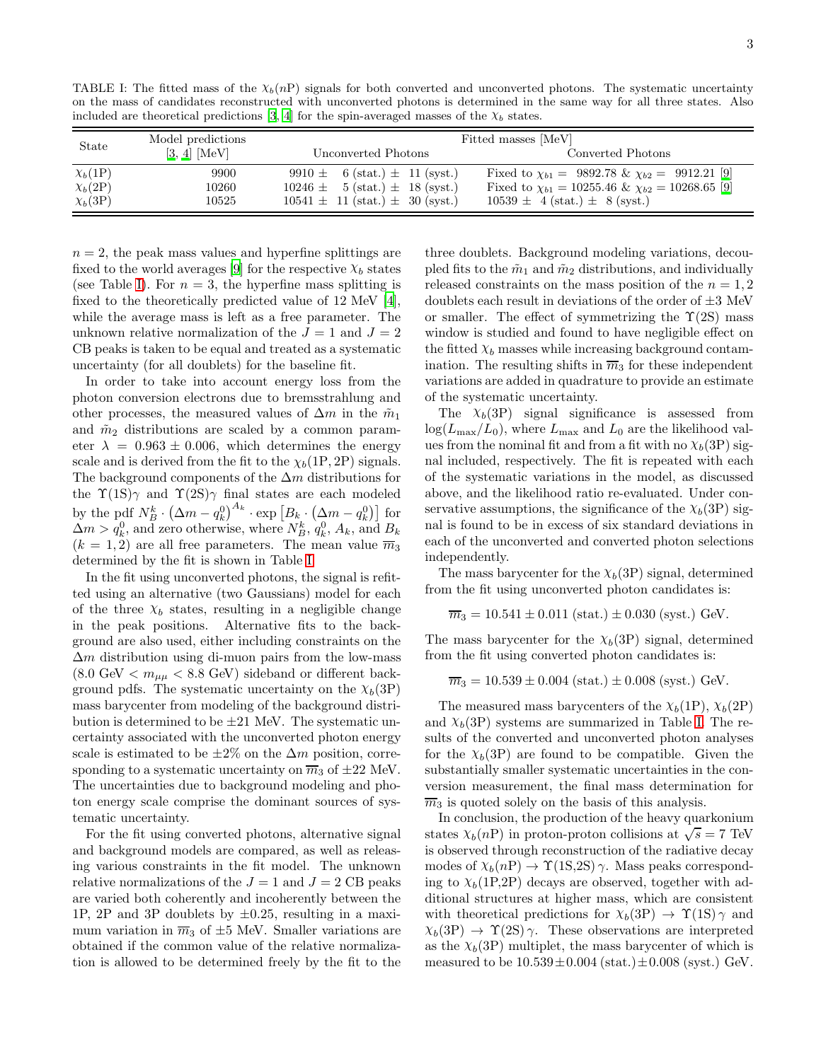TABLE I: The fitted mass of the $\chi_b(n\text{P})$ signals for both converted and unconverted photons. The systematic uncertainty on the mass of candidates reconstructed with unconverted photons is determined in the same way for all three states. Also included are theoretical predictions [3, 4] for the spin-averaged masses of the $\chi_b$ states.

| State | Model predictions [3, 4] [MeV] | Fitted masses [MeV] | |
|---|---|---|---|
| | | Unconverted Photons | Converted Photons |
| $\chi_b(1\text{P})$ | 9900 | $9910 \pm 6$ (stat.) $\pm 11$ (syst.) | Fixed to $\chi_{b1} = 9892.78$ & $\chi_{b2} = 9912.21$ [9] |
| $\chi_b(2\text{P})$ | 10260 | $10246 \pm 5$ (stat.) $\pm 18$ (syst.) | Fixed to $\chi_{b1} = 10255.46$ & $\chi_{b2} = 10268.65$ [9] |
| $\chi_b(3\text{P})$ | 10525 | $10541 \pm 11$ (stat.) $\pm 30$ (syst.) | $10539 \pm 4$ (stat.) $\pm 8$ (syst.) |

$n = 2$, the peak mass values and hyperfine splittings are fixed to the world averages [9] for the respective $\chi_b$ states (see Table I). For $n = 3$, the hyperfine mass splitting is fixed to the theoretically predicted value of 12 MeV [4], while the average mass is left as a free parameter. The unknown relative normalization of the $J = 1$ and $J = 2$ CB peaks is taken to be equal and treated as a systematic uncertainty (for all doublets) for the baseline fit.

In order to take into account energy loss from the photon conversion electrons due to bremsstrahlung and other processes, the measured values of $\Delta m$ in the $\tilde{m}_1$ and $\tilde{m}_2$ distributions are scaled by a common parameter $\lambda = 0.963 \pm 0.006$, which determines the energy scale and is derived from the fit to the $\chi_b(1\text{P}, 2\text{P})$ signals. The background components of the $\Delta m$ distributions for the $\Upsilon(1\text{S})\gamma$ and $\Upsilon(2\text{S})\gamma$ final states are each modeled by the pdf $N_B^k \cdot \left(\Delta m - q_k^0\right)^{A_k} \cdot \exp\left[B_k \cdot \left(\Delta m - q_k^0\right)\right]$ for $\Delta m > q_k^0$, and zero otherwise, where $N_B^k$, $q_k^0$, $A_k$, and $B_k$ $(k = 1, 2)$ are all free parameters. The mean value $\overline{m}_3$ determined by the fit is shown in Table I.

In the fit using unconverted photons, the signal is refitted using an alternative (two Gaussians) model for each of the three $\chi_b$ states, resulting in a negligible change in the peak positions. Alternative fits to the background are also used, either including constraints on the $\Delta m$ distribution using di-muon pairs from the low-mass ($8.0$ GeV $< m_{\mu\mu} <$ $8.8$ GeV) sideband or different background pdfs. The systematic uncertainty on the $\chi_b(3\text{P})$ mass barycenter from modeling of the background distribution is determined to be $\pm 21$ MeV. The systematic uncertainty associated with the unconverted photon energy scale is estimated to be $\pm 2\%$ on the $\Delta m$ position, corresponding to a systematic uncertainty on $\overline{m}_3$ of $\pm 22$ MeV. The uncertainties due to background modeling and photon energy scale comprise the dominant sources of systematic uncertainty.

For the fit using converted photons, alternative signal and background models are compared, as well as releasing various constraints in the fit model. The unknown relative normalizations of the $J = 1$ and $J = 2$ CB peaks are varied both coherently and incoherently between the 1P, 2P and 3P doublets by $\pm 0.25$, resulting in a maximum variation in $\overline{m}_3$ of $\pm 5$ MeV. Smaller variations are obtained if the common value of the relative normalization is allowed to be determined freely by the fit to the three doublets. Background modeling variations, decoupled fits to the $\tilde{m}_1$ and $\tilde{m}_2$ distributions, and individually released constraints on the mass position of the $n = 1, 2$ doublets each result in deviations of the order of $\pm 3$ MeV or smaller. The effect of symmetrizing the $\Upsilon(2\text{S})$ mass window is studied and found to have negligible effect on the fitted $\chi_b$ masses while increasing background contamination. The resulting shifts in $\overline{m}_3$ for these independent variations are added in quadrature to provide an estimate of the systematic uncertainty.

The $\chi_b(3\text{P})$ signal significance is assessed from $\log(L_{\max}/L_0)$, where $L_{\max}$ and $L_0$ are the likelihood values from the nominal fit and from a fit with no $\chi_b(3\text{P})$ signal included, respectively. The fit is repeated with each of the systematic variations in the model, as discussed above, and the likelihood ratio re-evaluated. Under conservative assumptions, the significance of the $\chi_b(3\text{P})$ signal is found to be in excess of six standard deviations in each of the unconverted and converted photon selections independently.

The mass barycenter for the $\chi_b(3\text{P})$ signal, determined from the fit using unconverted photon candidates is:

$$\overline{m}_3 = 10.541 \pm 0.011 \text{ (stat.)} \pm 0.030 \text{ (syst.) GeV}.$$

The mass barycenter for the $\chi_b(3\text{P})$ signal, determined from the fit using converted photon candidates is:

$$\overline{m}_3 = 10.539 \pm 0.004 \text{ (stat.)} \pm 0.008 \text{ (syst.) GeV}.$$

The measured mass barycenters of the $\chi_b(1\text{P})$, $\chi_b(2\text{P})$ and $\chi_b(3\text{P})$ systems are summarized in Table I. The results of the converted and unconverted photon analyses for the $\chi_b(3\text{P})$ are found to be compatible. Given the substantially smaller systematic uncertainties in the conversion measurement, the final mass determination for $\overline{m}_3$ is quoted solely on the basis of this analysis.

In conclusion, the production of the heavy quarkonium states $\chi_b(n\text{P})$ in proton-proton collisions at $\sqrt{s} = 7$ TeV is observed through reconstruction of the radiative decay modes of $\chi_b(n\text{P}) \rightarrow \Upsilon(1\text{S},2\text{S})\,\gamma$. Mass peaks corresponding to $\chi_b(1\text{P},2\text{P})$ decays are observed, together with additional structures at higher mass, which are consistent with theoretical predictions for $\chi_b(3\text{P}) \rightarrow \Upsilon(1\text{S})\,\gamma$ and $\chi_b(3\text{P}) \rightarrow \Upsilon(2\text{S})\,\gamma$. These observations are interpreted as the $\chi_b(3\text{P})$ multiplet, the mass barycenter of which is measured to be $10.539 \pm 0.004$ (stat.) $\pm 0.008$ (syst.) GeV.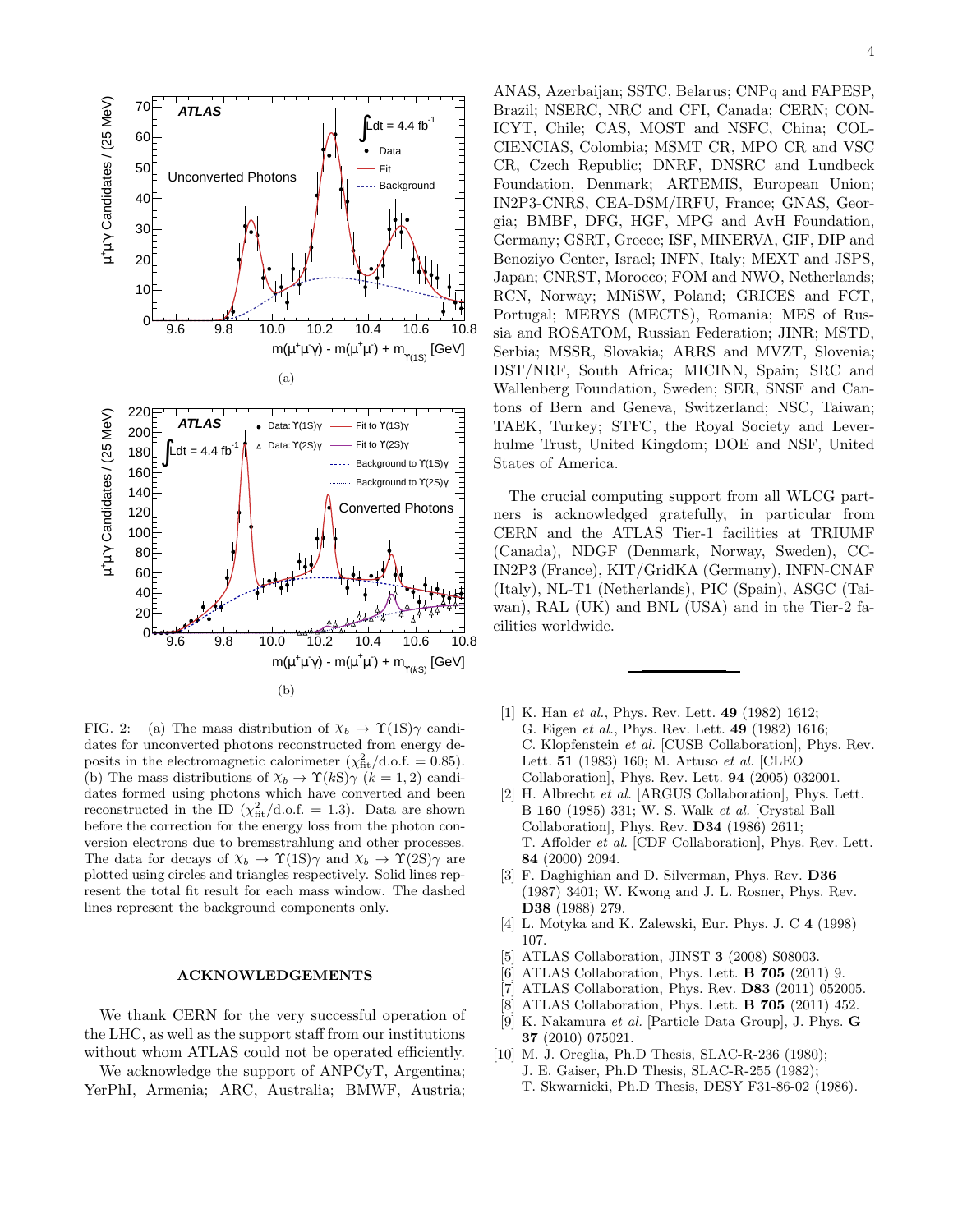FIG. 2: (a) The mass distribution of $\chi_b \to \Upsilon(1S)\gamma$ candidates for unconverted photons reconstructed from energy deposits in the electromagnetic calorimeter ($\chi^2_{\rm fit}$/d.o.f. = 0.85). (b) The mass distributions of $\chi_b \to \Upsilon(kS)\gamma$ ($k = 1, 2$) candidates formed using photons which have converted and been reconstructed in the ID ($\chi^2_{\rm fit}$/d.o.f. = 1.3). Data are shown before the correction for the energy loss from the photon conversion electrons due to bremsstrahlung and other processes. The data for decays of $\chi_b \to \Upsilon(1S)\gamma$ and $\chi_b \to \Upsilon(2S)\gamma$ are plotted using circles and triangles respectively. Solid lines represent the total fit result for each mass window. The dashed lines represent the background components only.

## ACKNOWLEDGEMENTS

We thank CERN for the very successful operation of the LHC, as well as the support staff from our institutions without whom ATLAS could not be operated efficiently.

We acknowledge the support of ANPCyT, Argentina; YerPhI, Armenia; ARC, Australia; BMWF, Austria; ANAS, Azerbaijan; SSTC, Belarus; CNPq and FAPESP, Brazil; NSERC, NRC and CFI, Canada; CERN; CONICYT, Chile; CAS, MOST and NSFC, China; COLCIENCIAS, Colombia; MSMT CR, MPO CR and VSC CR, Czech Republic; DNRF, DNSRC and Lundbeck Foundation, Denmark; ARTEMIS, European Union; IN2P3-CNRS, CEA-DSM/IRFU, France; GNAS, Georgia; BMBF, DFG, HGF, MPG and AvH Foundation, Germany; GSRT, Greece; ISF, MINERVA, GIF, DIP and Benoziyo Center, Israel; INFN, Italy; MEXT and JSPS, Japan; CNRST, Morocco; FOM and NWO, Netherlands; RCN, Norway; MNiSW, Poland; GRICES and FCT, Portugal; MERYS (MECTS), Romania; MES of Russia and ROSATOM, Russian Federation; JINR; MSTD, Serbia; MSSR, Slovakia; ARRS and MVZT, Slovenia; DST/NRF, South Africa; MICINN, Spain; SRC and Wallenberg Foundation, Sweden; SER, SNSF and Cantons of Bern and Geneva, Switzerland; NSC, Taiwan; TAEK, Turkey; STFC, the Royal Society and Leverhulme Trust, United Kingdom; DOE and NSF, United States of America.

The crucial computing support from all WLCG partners is acknowledged gratefully, in particular from CERN and the ATLAS Tier-1 facilities at TRIUMF (Canada), NDGF (Denmark, Norway, Sweden), CC-IN2P3 (France), KIT/GridKA (Germany), INFN-CNAF (Italy), NL-T1 (Netherlands), PIC (Spain), ASGC (Taiwan), RAL (UK) and BNL (USA) and in the Tier-2 facilities worldwide.

---

[1] K. Han *et al.*, Phys. Rev. Lett. **49** (1982) 1612; G. Eigen *et al.*, Phys. Rev. Lett. **49** (1982) 1616; C. Klopfenstein *et al.* [CUSB Collaboration], Phys. Rev. Lett. **51** (1983) 160; M. Artuso *et al.* [CLEO Collaboration], Phys. Rev. Lett. **94** (2005) 032001.

[2] H. Albrecht *et al.* [ARGUS Collaboration], Phys. Lett. B **160** (1985) 331; W. S. Walk *et al.* [Crystal Ball Collaboration], Phys. Rev. **D34** (1986) 2611; T. Affolder *et al.* [CDF Collaboration], Phys. Rev. Lett. **84** (2000) 2094.

[3] F. Daghighian and D. Silverman, Phys. Rev. **D36** (1987) 3401; W. Kwong and J. L. Rosner, Phys. Rev. **D38** (1988) 279.

[4] L. Motyka and K. Zalewski, Eur. Phys. J. C **4** (1998) 107.

[5] ATLAS Collaboration, JINST **3** (2008) S08003.

[6] ATLAS Collaboration, Phys. Lett. **B 705** (2011) 9.

[7] ATLAS Collaboration, Phys. Rev. **D83** (2011) 052005.

[8] ATLAS Collaboration, Phys. Lett. **B 705** (2011) 452.

[9] K. Nakamura *et al.* [Particle Data Group], J. Phys. **G 37** (2010) 075021.

[10] M. J. Oreglia, Ph.D Thesis, SLAC-R-236 (1980); J. E. Gaiser, Ph.D Thesis, SLAC-R-255 (1982); T. Skwarnicki, Ph.D Thesis, DESY F31-86-02 (1986).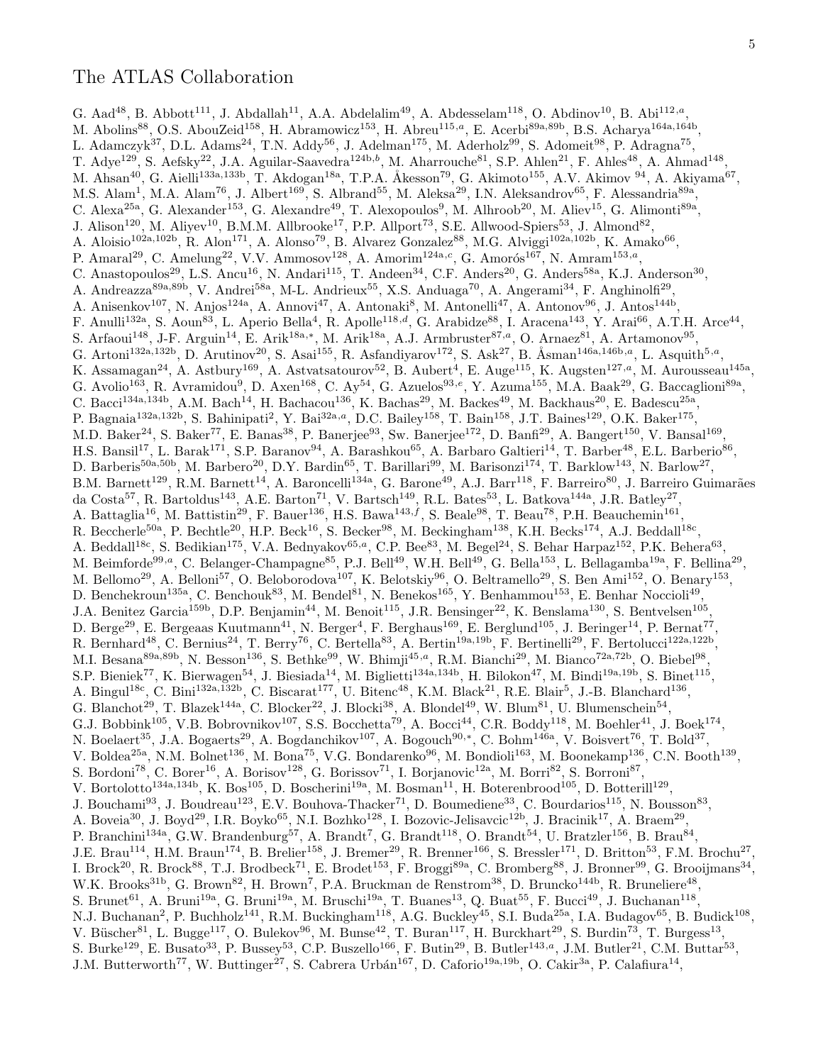# The ATLAS Collaboration

G. Aad[48], B. Abbott[111], J. Abdallah[11], A.A. Abdelalim[49], A. Abdesselam[118], O. Abdinov[10], B. Abi[112,a], M. Abolins[88], O.S. AbouZeid[158], H. Abramowicz[153], H. Abreu[115,a], E. Acerbi[89a,89b], B.S. Acharya[164a,164b], L. Adamczyk[37], D.L. Adams[24], T.N. Addy[56], J. Adelman[175], M. Aderholz[99], S. Adomeit[98], P. Adragna[75], T. Adye[129], S. Aefsky[22], J.A. Aguilar-Saavedra[124b,b], M. Aharrouche[81], S.P. Ahlen[21], F. Ahles[48], A. Ahmad[148], M. Ahsan[40], G. Aielli[133a,133b], T. Akdogan[18a], T.P.A. Åkesson[79], G. Akimoto[155], A.V. Akimov [94], A. Akiyama[67], M.S. Alam[1], M.A. Alam[76], J. Albert[169], S. Albrand[55], M. Aleksa[29], I.N. Aleksandrov[65], F. Alessandria[89a], C. Alexa[25a], G. Alexander[153], G. Alexandre[49], T. Alexopoulos[9], M. Alhroob[20], M. Aliev[15], G. Alimonti[89a], J. Alison[120], M. Aliyev[10], B.M.M. Allbrooke[17], P.P. Allport[73], S.E. Allwood-Spiers[53], J. Almond[82], A. Aloisio[102a,102b], R. Alon[171], A. Alonso[79], B. Alvarez Gonzalez[88], M.G. Alviggi[102a,102b], K. Amako[66], P. Amaral[29], C. Amelung[22], V.V. Ammosov[128], A. Amorim[124a,c], G. Amorós[167], N. Amram[153,a], C. Anastopoulos[29], L.S. Ancu[16], N. Andari[115], T. Andeen[34], C.F. Anders[20], G. Anders[58a], K.J. Anderson[30], A. Andreazza[89a,89b], V. Andrei[58a], M-L. Andrieux[55], X.S. Anduaga[70], A. Angerami[34], F. Anghinolfi[29], A. Anisenkov[107], N. Anjos[124a], A. Annovi[47], A. Antonaki[8], M. Antonelli[47], A. Antonov[96], J. Antos[144b], F. Anulli[132a], S. Aoun[83], L. Aperio Bella[4], R. Apolle[118,d], G. Arabidze[88], I. Aracena[143], Y. Arai[66], A.T.H. Arce[44], S. Arfaoui[148], J-F. Arguin[14], E. Arik[18a,*], M. Arik[18a], A.J. Armbruster[87,a], O. Arnaez[81], A. Artamonov[95], G. Artoni[132a,132b], D. Arutinov[20], S. Asai[155], R. Asfandiyarov[172], S. Ask[27], B. Åsman[146a,146b,a], L. Asquith[5,a], K. Assamagan[24], A. Astbury[169], A. Astvatsatourov[52], B. Aubert[4], E. Auge[115], K. Augsten[127,a], M. Aurousseau[145a], G. Avolio[163], R. Avramidou[9], D. Axen[168], C. Ay[54], G. Azuelos[93,e], Y. Azuma[155], M.A. Baak[29], G. Baccaglioni[89a], C. Bacci[134a,134b], A.M. Bach[14], H. Bachacou[136], K. Bachas[29], M. Backes[49], M. Backhaus[20], E. Badescu[25a], P. Bagnaia[132a,132b], S. Bahinipati[2], Y. Bai[32a,a], D.C. Bailey[158], T. Bain[158], J.T. Baines[129], O.K. Baker[175], M.D. Baker[24], S. Baker[77], E. Banas[38], P. Banerjee[93], Sw. Banerjee[172], D. Banfi[29], A. Bangert[150], V. Bansal[169], H.S. Bansil[17], L. Barak[171], S.P. Baranov[94], A. Barashkou[65], A. Barbaro Galtieri[14], T. Barber[48], E.L. Barberio[86], D. Barberis[50a,50b], M. Barbero[20], D.Y. Bardin[65], T. Barillari[99], M. Barisonzi[174], T. Barklow[143], N. Barlow[27], B.M. Barnett[129], R.M. Barnett[14], A. Baroncelli[134a], G. Barone[49], A.J. Barr[118], F. Barreiro[80], J. Barreiro Guimarães da Costa[57], R. Bartoldus[143], A.E. Barton[71], V. Bartsch[149], R.L. Bates[53], L. Batkova[144a], J.R. Batley[27], A. Battaglia[16], M. Battistin[29], F. Bauer[136], H.S. Bawa[143,f], S. Beale[98], T. Beau[78], P.H. Beauchemin[161], R. Beccherle[50a], P. Bechtle[20], H.P. Beck[16], S. Becker[98], M. Beckingham[138], K.H. Becks[174], A.J. Beddall[18c], A. Beddall[18c], S. Bedikian[175], V.A. Bednyakov[65,a], C.P. Bee[83], M. Begel[24], S. Behar Harpaz[152], P.K. Behera[63], M. Beimforde[99,a], C. Belanger-Champagne[85], P.J. Bell[49], W.H. Bell[49], G. Bella[153], L. Bellagamba[19a], F. Bellina[29], M. Bellomo[29], A. Belloni[57], O. Beloborodova[107], K. Belotskiy[96], O. Beltramello[29], S. Ben Ami[152], O. Benary[153], D. Benchekroun[135a], C. Benchouk[83], M. Bendel[81], N. Benekos[165], Y. Benhammou[153], E. Benhar Noccioli[49], J.A. Benitez Garcia[159b], D.P. Benjamin[44], M. Benoit[115], J.R. Bensinger[22], K. Benslama[130], S. Bentvelsen[105], D. Berge[29], E. Bergeaas Kuutmann[41], N. Berger[4], F. Berghaus[169], E. Berglund[105], J. Beringer[14], P. Bernat[77], R. Bernhard[48], C. Bernius[24], T. Berry[76], C. Bertella[83], A. Bertin[19a,19b], F. Bertinelli[29], F. Bertolucci[122a,122b], M.I. Besana[89a,89b], N. Besson[136], S. Bethke[99], W. Bhimji[45,a], R.M. Bianchi[29], M. Bianco[72a,72b], O. Biebel[98], S.P. Bieniek[77], K. Bierwagen[54], J. Biesiada[14], M. Biglietti[134a,134b], H. Bilokon[47], M. Bindi[19a,19b], S. Binet[115], A. Bingul[18c], C. Bini[132a,132b], C. Biscarat[177], U. Bitenc[48], K.M. Black[21], R.E. Blair[5], J.-B. Blanchard[136], G. Blanchot[29], T. Blazek[144a], C. Blocker[22], J. Blocki[38], A. Blondel[49], W. Blum[81], U. Blumenschein[54], G.J. Bobbink[105], V.B. Bobrovnikov[107], S.S. Bocchetta[79], A. Bocci[44], C.R. Boddy[118], M. Boehler[41], J. Boek[174], N. Boelaert[35], J.A. Bogaerts[29], A. Bogdanchikov[107], A. Bogouch[90,*], C. Bohm[146a], V. Boisvert[76], T. Bold[37], V. Boldea[25a], N.M. Bolnet[136], M. Bona[75], V.G. Bondarenko[96], M. Bondioli[163], M. Boonekamp[136], C.N. Booth[139], S. Bordoni[78], C. Borer[16], A. Borisov[128], G. Borissov[71], I. Borjanovic[12a], M. Borri[82], S. Borroni[87], V. Bortolotto[134a,134b], K. Bos[105], D. Boscherini[19a], M. Bosman[11], H. Boterenbrood[105], D. Botterill[129], J. Bouchami[93], J. Boudreau[123], E.V. Bouhova-Thacker[71], D. Boumediene[33], C. Bourdarios[115], N. Bousson[83], A. Boveia[30], J. Boyd[29], I.R. Boyko[65], N.I. Bozhko[128], I. Bozovic-Jelisavcic[12b], J. Bracinik[17], A. Braem[29], P. Branchini[134a], G.W. Brandenburg[57], A. Brandt[7], G. Brandt[118], O. Brandt[54], U. Bratzler[156], B. Brau[84], J.E. Brau[114], H.M. Braun[174], B. Brelier[158], J. Bremer[29], R. Brenner[166], S. Bressler[171], D. Britton[53], F.M. Brochu[27], I. Brock[20], R. Brock[88], T.J. Brodbeck[71], E. Brodet[153], F. Broggi[89a], C. Bromberg[88], J. Bronner[99], G. Brooijmans[34], W.K. Brooks[31b], G. Brown[82], H. Brown[7], P.A. Bruckman de Renstrom[38], D. Bruncko[144b], R. Bruneliere[48], S. Brunet[61], A. Bruni[19a], G. Bruni[19a], M. Bruschi[19a], T. Buanes[13], Q. Buat[55], F. Bucci[49], J. Buchanan[118], N.J. Buchanan[2], P. Buchholz[141], R.M. Buckingham[118], A.G. Buckley[45], S.I. Buda[25a], I.A. Budagov[65], B. Budick[108], V. Büscher[81], L. Bugge[117], O. Bulekov[96], M. Bunse[42], T. Buran[117], H. Burckhart[29], S. Burdin[73], T. Burgess[13], S. Burke[129], E. Busato[33], P. Bussey[53], C.P. Buszello[166], F. Butin[29], B. Butler[143,a], J.M. Butler[21], C.M. Buttar[53], J.M. Butterworth[77], W. Buttinger[27], S. Cabrera Urbán[167], D. Caforio[19a,19b], O. Cakir[3a], P. Calafiura[14],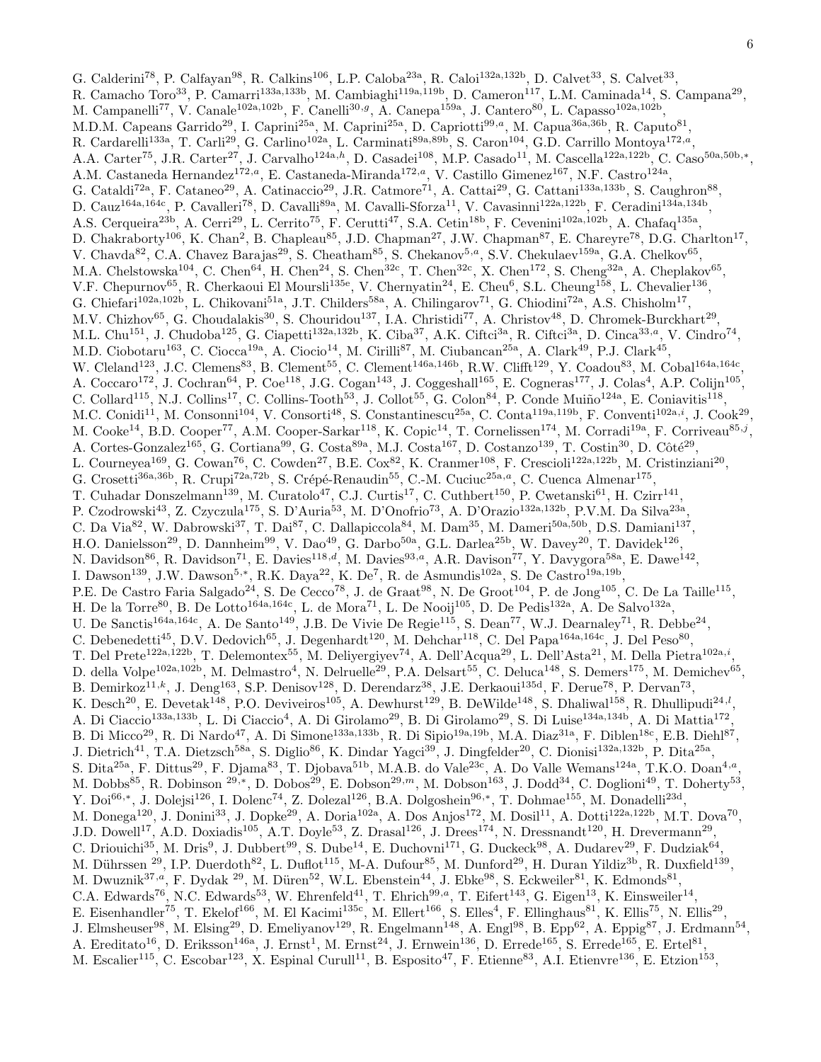G. Calderini[78], P. Calfayan[98], R. Calkins[106], L.P. Caloba[23a], R. Caloi[132a,132b], D. Calvet[33], S. Calvet[33], R. Camacho Toro[33], P. Camarri[133a,133b], M. Cambiaghi[119a,119b], D. Cameron[117], L.M. Caminada[14], S. Campana[29], M. Campanelli[77], V. Canale[102a,102b], F. Canelli[30,g], A. Canepa[159a], J. Cantero[80], L. Capasso[102a,102b], M.D.M. Capeans Garrido[29], I. Caprini[25a], M. Caprini[25a], D. Capriotti[99,a], M. Capua[36a,36b], R. Caputo[81], R. Cardarelli[133a], T. Carli[29], G. Carlino[102a], L. Carminati[89a,89b], S. Caron[104], G.D. Carrillo Montoya[172,a], A.A. Carter[75], J.R. Carter[27], J. Carvalho[124a,h], D. Casadei[108], M.P. Casado[11], M. Cascella[122a,122b], C. Caso[50a,50b,*], A.M. Castaneda Hernandez[172,a], E. Castaneda-Miranda[172,a], V. Castillo Gimenez[167], N.F. Castro[124a], G. Cataldi[72a], F. Cataneo[29], A. Catinaccio[29], J.R. Catmore[71], A. Cattai[29], G. Cattani[133a,133b], S. Caughron[88], D. Cauz[164a,164c], P. Cavalleri[78], D. Cavalli[89a], M. Cavalli-Sforza[11], V. Cavasinni[122a,122b], F. Ceradini[134a,134b], A.S. Cerqueira[23b], A. Cerri[29], L. Cerrito[75], F. Cerutti[47], S.A. Cetin[18b], F. Cevenini[102a,102b], A. Chafaq[135a], D. Chakraborty[106], K. Chan[2], B. Chapleau[85], J.D. Chapman[27], J.W. Chapman[87], E. Chareyre[78], D.G. Charlton[17], V. Chavda[82], C.A. Chavez Barajas[29], S. Cheatham[85], S. Chekanov[5,a], S.V. Chekulaev[159a], G.A. Chelkov[65], M.A. Chelstowska[104], C. Chen[64], H. Chen[24], S. Chen[32c], T. Chen[32c], X. Chen[172], S. Cheng[32a], A. Cheplakov[65], V.F. Chepurnov[65], R. Cherkaoui El Moursli[135e], V. Chernyatin[24], E. Cheu[6], S.L. Cheung[158], L. Chevalier[136], G. Chiefari[102a,102b], L. Chikovani[51a], J.T. Childers[58a], A. Chilingarov[71], G. Chiodini[72a], A.S. Chisholm[17], M.V. Chizhov[65], G. Choudalakis[30], S. Chouridou[137], I.A. Christidi[77], A. Christov[48], D. Chromek-Burckhart[29], M.L. Chu[151], J. Chudoba[125], G. Ciapetti[132a,132b], K. Ciba[37], A.K. Ciftci[3a], R. Ciftci[3a], D. Cinca[33,a], V. Cindro[74], M.D. Ciobotaru[163], C. Ciocca[19a], A. Ciocio[14], M. Cirilli[87], M. Ciubancan[25a], A. Clark[49], P.J. Clark[45], W. Cleland[123], J.C. Clemens[83], B. Clement[55], C. Clement[146a,146b], R.W. Clifft[129], Y. Coadou[83], M. Cobal[164a,164c], A. Coccaro[172], J. Cochran[64], P. Coe[118], J.G. Cogan[143], J. Coggeshall[165], E. Cogneras[177], J. Colas[4], A.P. Colijn[105], C. Collard[115], N.J. Collins[17], C. Collins-Tooth[53], J. Collot[55], G. Colon[84], P. Conde Muiño[124a], E. Coniavitis[118], M.C. Conidi[11], M. Consonni[104], V. Consorti[48], S. Constantinescu[25a], C. Conta[119a,119b], F. Conventi[102a,i], J. Cook[29], M. Cooke[14], B.D. Cooper[77], A.M. Cooper-Sarkar[118], K. Copic[14], T. Cornelissen[174], M. Corradi[19a], F. Corriveau[85,j], A. Cortes-Gonzalez[165], G. Cortiana[99], G. Costa[89a], M.J. Costa[167], D. Costanzo[139], T. Costin[30], D. Côté[29], L. Courneyea[169], G. Cowan[76], C. Cowden[27], B.E. Cox[82], K. Cranmer[108], F. Crescioli[122a,122b], M. Cristinziani[20], G. Crosetti[36a,36b], R. Crupi[72a,72b], S. Crépé-Renaudin[55], C.-M. Cuciuc[25a,a], C. Cuenca Almenar[175], T. Cuhadar Donszelmann[139], M. Curatolo[47], C.J. Curtis[17], C. Cuthbert[150], P. Cwetanski[61], H. Czirr[141], P. Czodrowski[43], Z. Czyczula[175], S. D'Auria[53], M. D'Onofrio[73], A. D'Orazio[132a,132b], P.V.M. Da Silva[23a], C. Da Via[82], W. Dabrowski[37], T. Dai[87], C. Dallapiccola[84], M. Dam[35], M. Dameri[50a,50b], D.S. Damiani[137], H.O. Danielsson[29], D. Dannheim[99], V. Dao[49], G. Darbo[50a], G.L. Darlea[25b], W. Davey[20], T. Davidek[126], N. Davidson[86], R. Davidson[71], E. Davies[118,d], M. Davies[93,a], A.R. Davison[77], Y. Davygora[58a], E. Dawe[142], I. Dawson[139], J.W. Dawson[5,*], R.K. Daya[22], K. De[7], R. de Asmundis[102a], S. De Castro[19a,19b], P.E. De Castro Faria Salgado[24], S. De Cecco[78], J. de Graat[98], N. De Groot[104], P. de Jong[105], C. De La Taille[115], H. De la Torre[80], B. De Lotto[164a,164c], L. de Mora[71], L. De Nooij[105], D. De Pedis[132a], A. De Salvo[132a], U. De Sanctis[164a,164c], A. De Santo[149], J.B. De Vivie De Regie[115], S. Dean[77], W.J. Dearnaley[71], R. Debbe[24], C. Debenedetti[45], D.V. Dedovich[65], J. Degenhardt[120], M. Dehchar[118], C. Del Papa[164a,164c], J. Del Peso[80], T. Del Prete[122a,122b], T. Delemontex[55], M. Deliyergiyev[74], A. Dell'Acqua[29], L. Dell'Asta[21], M. Della Pietra[102a,i], D. della Volpe[102a,102b], M. Delmastro[4], N. Delruelle[29], P.A. Delsart[55], C. Deluca[148], S. Demers[175], M. Demichev[65], B. Demirkoz[11,k], J. Deng[163], S.P. Denisov[128], D. Derendarz[38], J.E. Derkaoui[135d], F. Derue[78], P. Dervan[73], K. Desch[20], E. Devetak[148], P.O. Deviveiros[105], A. Dewhurst[129], B. DeWilde[148], S. Dhaliwal[158], R. Dhullipudi[24,l], A. Di Ciaccio[133a,133b], L. Di Ciaccio[4], A. Di Girolamo[29], B. Di Girolamo[29], S. Di Luise[134a,134b], A. Di Mattia[172], B. Di Micco[29], R. Di Nardo[47], A. Di Simone[133a,133b], R. Di Sipio[19a,19b], M.A. Diaz[31a], F. Diblen[18c], E.B. Diehl[87], J. Dietrich[41], T.A. Dietzsch[58a], S. Diglio[86], K. Dindar Yagci[39], J. Dingfelder[20], C. Dionisi[132a,132b], P. Dita[25a], S. Dita[25a], F. Dittus[29], F. Djama[83], T. Djobava[51b], M.A.B. do Vale[23c], A. Do Valle Wemans[124a], T.K.O. Doan[4,a], M. Dobbs[85], R. Dobinson [29,*], D. Dobos[29], E. Dobson[29,m], M. Dobson[163], J. Dodd[34], C. Doglioni[49], T. Doherty[53], Y. Doi[66,*], J. Dolejsi[126], I. Dolenc[74], Z. Dolezal[126], B.A. Dolgoshein[96,*], T. Dohmae[155], M. Donadelli[23d], M. Donega[120], J. Donini[33], J. Dopke[29], A. Doria[102a], A. Dos Anjos[172], M. Dosil[11], A. Dotti[122a,122b], M.T. Dova[70], J.D. Dowell[17], A.D. Doxiadis[105], A.T. Doyle[53], Z. Drasal[126], J. Drees[174], N. Dressnandt[120], H. Drevermann[29], C. Driouichi[35], M. Dris[9], J. Dubbert[99], S. Dube[14], E. Duchovni[171], G. Duckeck[98], A. Dudarev[29], F. Dudziak[64], M. Dührssen [29], I.P. Duerdoth[82], L. Duflot[115], M-A. Dufour[85], M. Dunford[29], H. Duran Yildiz[3b], R. Duxfield[139], M. Dwuznik[37,a], F. Dydak [29], M. Düren[52], W.L. Ebenstein[44], J. Ebke[98], S. Eckweiler[81], K. Edmonds[81], C.A. Edwards[76], N.C. Edwards[53], W. Ehrenfeld[41], T. Ehrich[99,a], T. Eifert[143], G. Eigen[13], K. Einsweiler[14], E. Eisenhandler[75], T. Ekelof[166], M. El Kacimi[135c], M. Ellert[166], S. Elles[4], F. Ellinghaus[81], K. Ellis[75], N. Ellis[29], J. Elmsheuser[98], M. Elsing[29], D. Emeliyanov[129], R. Engelmann[148], A. Engl[98], B. Epp[62], A. Eppig[87], J. Erdmann[54], A. Ereditato[16], D. Eriksson[146a], J. Ernst[1], M. Ernst[24], J. Ernwein[136], D. Errede[165], S. Errede[165], E. Ertel[81], M. Escalier[115], C. Escobar[123], X. Espinal Curull[11], B. Esposito[47], F. Etienne[83], A.I. Etienvre[136], E. Etzion[153],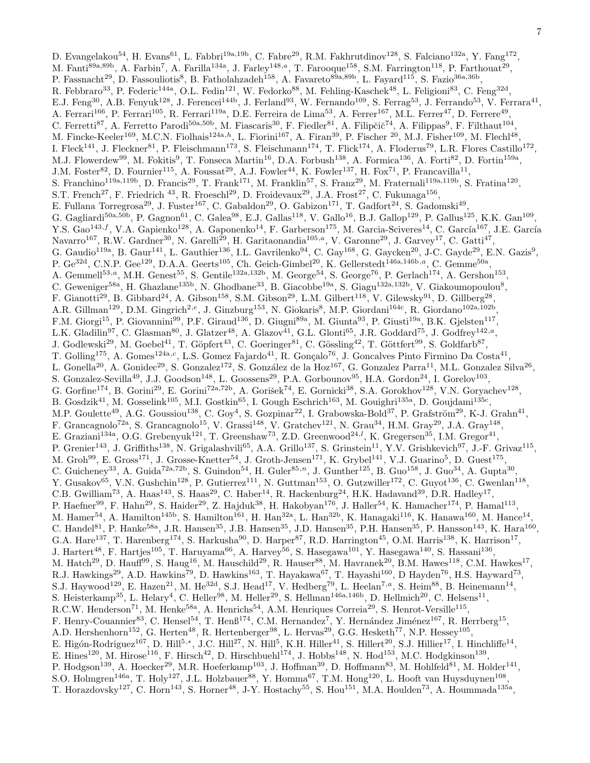D. Evangelakou[54], H. Evans[61], L. Fabbri[19a,19b], C. Fabre[29], R.M. Fakhrutdinov[128], S. Falciano[132a], Y. Fang[172], M. Fanti[89a,89b], A. Farbin[7], A. Farilla[134a], J. Farley[148,a], T. Farooque[158], S.M. Farrington[118], P. Farthouat[29], P. Fassnacht[29], D. Fassouliotis[8], B. Fatholahzadeh[158], A. Favareto[89a,89b], L. Fayard[115], S. Fazio[36a,36b], R. Febbraro[33], P. Federic[144a], O.L. Fedin[121], W. Fedorko[88], M. Fehling-Kaschek[48], L. Feligioni[83], C. Feng[32d], E.J. Feng[30], A.B. Fenyuk[128], J. Ferencei[144b], J. Ferland[93], W. Fernando[109], S. Ferrag[53], J. Ferrando[53], V. Ferrara[41], A. Ferrari[166], P. Ferrari[105], R. Ferrari[119a], D.E. Ferreira de Lima[53], A. Ferrer[167], M.L. Ferrer[47], D. Ferrere[49], C. Ferretti[87], A. Ferretto Parodi[50a,50b], M. Fiascaris[30], F. Fiedler[81], A. Filipčič[74], A. Filippas[9], F. Filthaut[104], M. Fincke-Keeler[169], M.C.N. Fiolhais[124a,h], L. Fiorini[167], A. Firan[39], P. Fischer [20], M.J. Fisher[109], M. Flechl[48], I. Fleck[141], J. Fleckner[81], P. Fleischmann[173], S. Fleischmann[174], T. Flick[174], A. Floderus[79], L.R. Flores Castillo[172], M.J. Flowerdew[99], M. Fokitis[9], T. Fonseca Martin[16], D.A. Forbush[138], A. Formica[136], A. Forti[82], D. Fortin[159a], J.M. Foster[82], D. Fournier[115], A. Foussat[29], A.J. Fowler[44], K. Fowler[137], H. Fox[71], P. Francavilla[11], S. Franchino[119a,119b], D. Francis[29], T. Frank[171], M. Franklin[57], S. Franz[29], M. Fraternali[119a,119b], S. Fratina[120], S.T. French[27], F. Friedrich [43], R. Froeschl[29], D. Froidevaux[29], J.A. Frost[27], C. Fukunaga[156], E. Fullana Torregrosa[29], J. Fuster[167], C. Gabaldon[29], O. Gabizon[171], T. Gadfort[24], S. Gadomski[49], G. Gagliardi[50a,50b], P. Gagnon[61], C. Galea[98], E.J. Gallas[118], V. Gallo[16], B.J. Gallop[129], P. Gallus[125], K.K. Gan[109], Y.S. Gao[143,f], V.A. Gapienko[128], A. Gaponenko[14], F. Garberson[175], M. Garcia-Sciveres[14], C. García[167], J.E. García Navarro[167], R.W. Gardner[30], N. Garelli[29], H. Garitaonandia[105,a], V. Garonne[29], J. Garvey[17], C. Gatti[47], G. Gaudio[119a], B. Gaur[141], L. Gauthier[136], I.L. Gavrilenko[94], C. Gay[168], G. Gaycken[20], J-C. Gayde[29], E.N. Gazis[9], P. Ge[32d], C.N.P. Gee[129], D.A.A. Geerts[105], Ch. Geich-Gimbel[20], K. Gellerstedt[146a,146b,a], C. Gemme[50a], A. Gemmell[53,a], M.H. Genest[55], S. Gentile[132a,132b], M. George[54], S. George[76], P. Gerlach[174], A. Gershon[153], C. Geweniger[58a], H. Ghazlane[135b], N. Ghodbane[33], B. Giacobbe[19a], S. Giagu[132a,132b], V. Giakoumopoulou[8], F. Gianotti[29], B. Gibbard[24], A. Gibson[158], S.M. Gibson[29], L.M. Gilbert[118], V. Gilewsky[91], D. Gillberg[28], A.R. Gillman[129], D.M. Gingrich[2,e], J. Ginzburg[153], N. Giokaris[8], M.P. Giordani[164c], R. Giordano[102a,102b], F.M. Giorgi[15], P. Giovannini[99], P.F. Giraud[136], D. Giugni[89a], M. Giunta[93], P. Giusti[19a], B.K. Gjelsten[117], L.K. Gladilin[97], C. Glasman[80], J. Glatzer[48], A. Glazov[41], G.L. Glonti[65], J.R. Goddard[75], J. Godfrey[142,a], J. Godlewski[29], M. Goebel[41], T. Göpfert[43], C. Goeringer[81], C. Gössling[42], T. Göttfert[99], S. Goldfarb[87], T. Golling[175], A. Gomes[124a,c], L.S. Gomez Fajardo[41], R. Gonçalo[76], J. Goncalves Pinto Firmino Da Costa[41], L. Gonella[20], A. Gonidec[29], S. Gonzalez[172], S. González de la Hoz[167], G. Gonzalez Parra[11], M.L. Gonzalez Silva[26], S. Gonzalez-Sevilla[49], J.J. Goodson[148], L. Goossens[29], P.A. Gorbounov[95], H.A. Gordon[24], I. Gorelov[103], G. Gorfine[174], B. Gorini[29], E. Gorini[72a,72b], A. Gorišek[74], E. Gornicki[38], S.A. Gorokhov[128], V.N. Goryachev[128], B. Gosdzik[41], M. Gosselink[105], M.I. Gostkin[65], I. Gough Eschrich[163], M. Gouighri[135a], D. Goujdami[135c], M.P. Goulette[49], A.G. Goussiou[138], C. Goy[4], S. Gozpinar[22], I. Grabowska-Bold[37], P. Grafström[29], K-J. Grahn[41], F. Grancagnolo[72a], S. Grancagnolo[15], V. Grassi[148], V. Gratchev[121], N. Grau[34], H.M. Gray[29], J.A. Gray[148], E. Graziani[134a], O.G. Grebenyuk[121], T. Greenshaw[73], Z.D. Greenwood[24,l], K. Gregersen[35], I.M. Gregor[41], P. Grenier[143], J. Griffiths[138], N. Grigalashvili[65], A.A. Grillo[137], S. Grinstein[11], Y.V. Grishkevich[97], J.-F. Grivaz[115], M. Groh[99], E. Gross[171], J. Grosse-Knetter[54], J. Groth-Jensen[171], K. Grybel[141], V.J. Guarino[5], D. Guest[175], C. Guicheney[33], A. Guida[72a,72b], S. Guindon[54], H. Guler[85,n], J. Gunther[125], B. Guo[158], J. Guo[34], A. Gupta[30], Y. Gusakov[65], V.N. Gushchin[128], P. Gutierrez[111], N. Guttman[153], O. Gutzwiller[172], C. Guyot[136], C. Gwenlan[118], C.B. Gwilliam[73], A. Haas[143], S. Haas[29], C. Haber[14], R. Hackenburg[24], H.K. Hadavand[39], D.R. Hadley[17], P. Haefner[99], F. Hahn[29], S. Haider[29], Z. Hajduk[38], H. Hakobyan[176], J. Haller[54], K. Hamacher[174], P. Hamal[113], M. Hamer[54], A. Hamilton[145b], S. Hamilton[161], H. Han[32a], L. Han[32b], K. Hanagaki[116], K. Hanawa[160], M. Hance[14], C. Handel[81], P. Hanke[58a], J.R. Hansen[35], J.B. Hansen[35], J.D. Hansen[35], P.H. Hansen[35], P. Hansson[143], K. Hara[160], G.A. Hare[137], T. Harenberg[174], S. Harkusha[90], D. Harper[87], R.D. Harrington[45], O.M. Harris[138], K. Harrison[17], J. Hartert[48], F. Hartjes[105], T. Haruyama[66], A. Harvey[56], S. Hasegawa[101], Y. Hasegawa[140], S. Hassani[136], M. Hatch[29], D. Hauff[99], S. Haug[16], M. Hauschild[29], R. Hauser[88], M. Havranek[20], B.M. Hawes[118], C.M. Hawkes[17], R.J. Hawkings[29], A.D. Hawkins[79], D. Hawkins[163], T. Hayakawa[67], T. Hayashi[160], D Hayden[76], H.S. Hayward[73], S.J. Haywood[129], E. Hazen[21], M. He[32d], S.J. Head[17], V. Hedberg[79], L. Heelan[7,a], S. Heim[88], B. Heinemann[14], S. Heisterkamp[35], L. Helary[4], C. Heller[98], M. Heller[29], S. Hellman[146a,146b], D. Hellmich[20], C. Helsens[11], R.C.W. Henderson[71], M. Henke[58a], A. Henrichs[54], A.M. Henriques Correia[29], S. Henrot-Versille[115], F. Henry-Couannier[83], C. Hensel[54], T. Henß[174], C.M. Hernandez[7], Y. Hernández Jiménez[167], R. Herrberg[15], A.D. Hershenhorn[152], G. Herten[48], R. Hertenberger[98], L. Hervas[29], G.G. Hesketh[77], N.P. Hessey[105], E. Higón-Rodriguez[167], D. Hill[5,*], J.C. Hill[27], N. Hill[5], K.H. Hiller[41], S. Hillert[20], S.J. Hillier[17], I. Hinchliffe[14], E. Hines[120], M. Hirose[116], F. Hirsch[42], D. Hirschbuehl[174], J. Hobbs[148], N. Hod[153], M.C. Hodgkinson[139], P. Hodgson[139], A. Hoecker[29], M.R. Hoeferkamp[103], J. Hoffman[39], D. Hoffmann[83], M. Hohlfeld[81], M. Holder[141], S.O. Holmgren[146a], T. Holy[127], J.L. Holzbauer[88], Y. Homma[67], T.M. Hong[120], L. Hooft van Huysduynen[108], T. Horazdovsky[127], C. Horn[143], S. Horner[48], J-Y. Hostachy[55], S. Hou[151], M.A. Houlden[73], A. Hoummada[135a],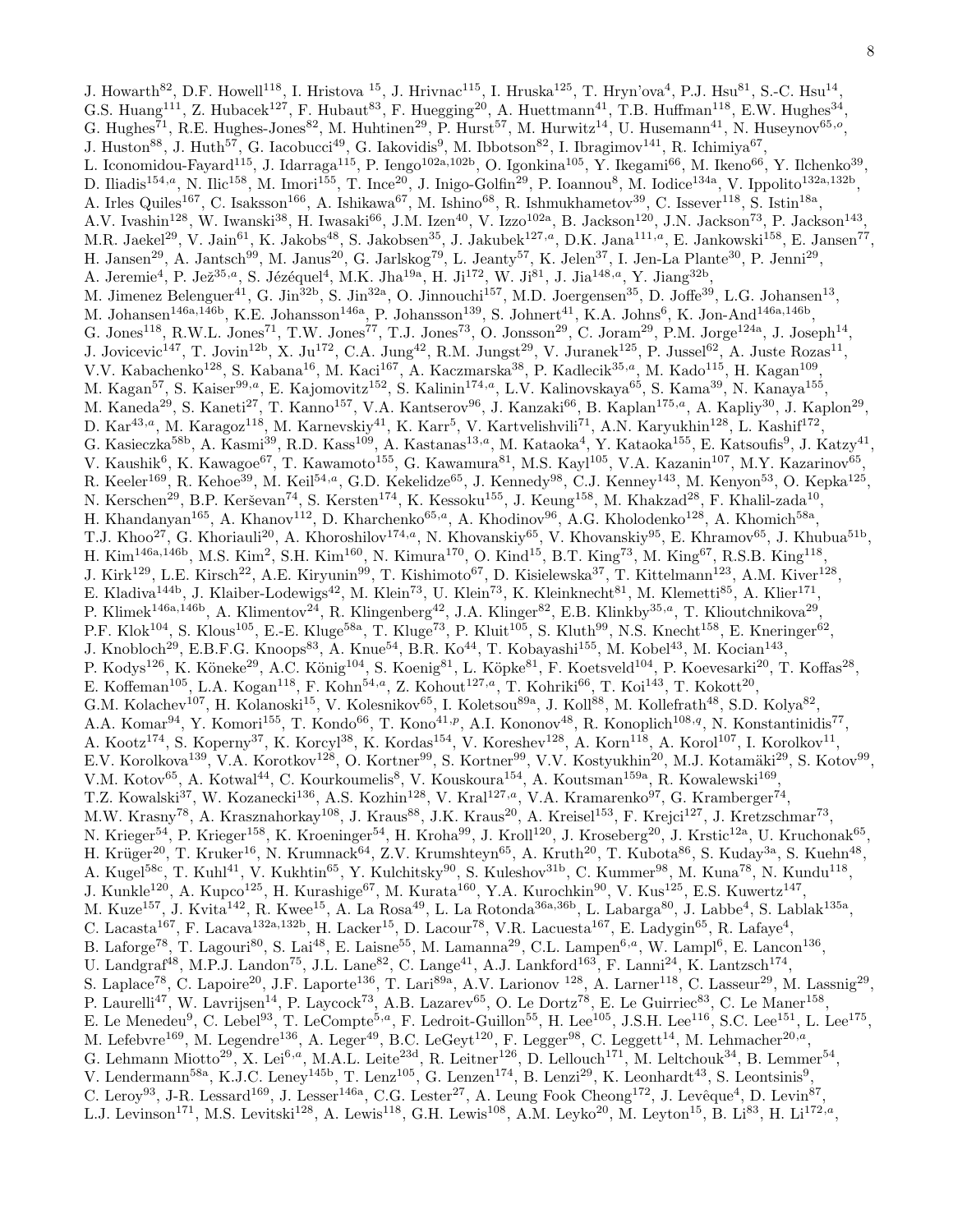J. Howarth[82], D.F. Howell[118], I. Hristova [15], J. Hrivnac[115], I. Hruska[125], T. Hryn'ova[4], P.J. Hsu[81], S.-C. Hsu[14], G.S. Huang[111], Z. Hubacek[127], F. Hubaut[83], F. Huegging[20], A. Huettmann[41], T.B. Huffman[118], E.W. Hughes[34], G. Hughes[71], R.E. Hughes-Jones[82], M. Huhtinen[29], P. Hurst[57], M. Hurwitz[14], U. Husemann[41], N. Huseynov[65,o], J. Huston[88], J. Huth[57], G. Iacobucci[49], G. Iakovidis[9], M. Ibbotson[82], I. Ibragimov[141], R. Ichimiya[67], L. Iconomidou-Fayard[115], J. Idarraga[115], P. Iengo[102a,102b], O. Igonkina[105], Y. Ikegami[66], M. Ikeno[66], Y. Ilchenko[39], D. Iliadis[154,a], N. Ilic[158], M. Imori[155], T. Ince[20], J. Inigo-Golfin[29], P. Ioannou[8], M. Iodice[134a], V. Ippolito[132a,132b], A. Irles Quiles[167], C. Isaksson[166], A. Ishikawa[67], M. Ishino[68], R. Ishmukhametov[39], C. Issever[118], S. Istin[18a], A.V. Ivashin[128], W. Iwanski[38], H. Iwasaki[66], J.M. Izen[40], V. Izzo[102a], B. Jackson[120], J.N. Jackson[73], P. Jackson[143], M.R. Jaekel[29], V. Jain[61], K. Jakobs[48], S. Jakobsen[35], J. Jakubek[127,a], D.K. Jana[111,a], E. Jankowski[158], E. Jansen[77], H. Jansen[29], A. Jantsch[99], M. Janus[20], G. Jarlskog[79], L. Jeanty[57], K. Jelen[37], I. Jen-La Plante[30], P. Jenni[29], A. Jeremie[4], P. Jež[35,a], S. Jézéquel[4], M.K. Jha[19a], H. Ji[172], W. Ji[81], J. Jia[148,a], Y. Jiang[32b], M. Jimenez Belenguer[41], G. Jin[32b], S. Jin[32a], O. Jinnouchi[157], M.D. Joergensen[35], D. Joffe[39], L.G. Johansen[13], M. Johansen[146a,146b], K.E. Johansson[146a], P. Johansson[139], S. Johnert[41], K.A. Johns[6], K. Jon-And[146a,146b], G. Jones[118], R.W.L. Jones[71], T.W. Jones[77], T.J. Jones[73], O. Jonsson[29], C. Joram[29], P.M. Jorge[124a], J. Joseph[14], J. Jovicevic[147], T. Jovin[12b], X. Ju[172], C.A. Jung[42], R.M. Jungst[29], V. Juranek[125], P. Jussel[62], A. Juste Rozas[11], V.V. Kabachenko[128], S. Kabana[16], M. Kaci[167], A. Kaczmarska[38], P. Kadlecik[35,a], M. Kado[115], H. Kagan[109], M. Kagan[57], S. Kaiser[99,a], E. Kajomovitz[152], S. Kalinin[174,a], L.V. Kalinovskaya[65], S. Kama[39], N. Kanaya[155], M. Kaneda[29], S. Kaneti[27], T. Kanno[157], V.A. Kantserov[96], J. Kanzaki[66], B. Kaplan[175,a], A. Kapliy[30], J. Kaplon[29], D. Kar[43,a], M. Karagoz[118], M. Karnevskiy[41], K. Karr[5], V. Kartvelishvili[71], A.N. Karyukhin[128], L. Kashif[172], G. Kasieczka[58b], A. Kasmi[39], R.D. Kass[109], A. Kastanas[13,a], M. Kataoka[4], Y. Kataoka[155], E. Katsoufis[9], J. Katzy[41], V. Kaushik[6], K. Kawagoe[67], T. Kawamoto[155], G. Kawamura[81], M.S. Kayl[105], V.A. Kazanin[107], M.Y. Kazarinov[65], R. Keeler[169], R. Kehoe[39], M. Keil[54,a], G.D. Kekelidze[65], J. Kennedy[98], C.J. Kenney[143], M. Kenyon[53], O. Kepka[125], N. Kerschen[29], B.P. Kerševan[74], S. Kersten[174], K. Kessoku[155], J. Keung[158], M. Khakzad[28], F. Khalil-zada[10], H. Khandanyan[165], A. Khanov[112], D. Kharchenko[65,a], A. Khodinov[96], A.G. Kholodenko[128], A. Khomich[58a], T.J. Khoo[27], G. Khoriauli[20], A. Khoroshilov[174,a], N. Khovanskiy[65], V. Khovanskiy[95], E. Khramov[65], J. Khubua[51b], H. Kim[146a,146b], M.S. Kim[2], S.H. Kim[160], N. Kimura[170], O. Kind[15], B.T. King[73], M. King[67], R.S.B. King[118], J. Kirk[129], L.E. Kirsch[22], A.E. Kiryunin[99], T. Kishimoto[67], D. Kisielewska[37], T. Kittelmann[123], A.M. Kiver[128], E. Kladiva[144b], J. Klaiber-Lodewigs[42], M. Klein[73], U. Klein[73], K. Kleinknecht[81], M. Klemetti[85], A. Klier[171], P. Klimek[146a,146b], A. Klimentov[24], R. Klingenberg[42], J.A. Klinger[82], E.B. Klinkby[35,a], T. Klioutchnikova[29], P.F. Klok[104], S. Klous[105], E.-E. Kluge[58a], T. Kluge[73], P. Kluit[105], S. Kluth[99], N.S. Knecht[158], E. Kneringer[62], J. Knobloch[29], E.B.F.G. Knoops[83], A. Knue[54], B.R. Ko[44], T. Kobayashi[155], M. Kobel[43], M. Kocian[143], P. Kodys[126], K. Köneke[29], A.C. König[104], S. Koenig[81], L. Köpke[81], F. Koetsveld[104], P. Koevesarki[20], T. Koffas[28], E. Koffeman[105], L.A. Kogan[118], F. Kohn[54,a], Z. Kohout[127,a], T. Kohriki[66], T. Koi[143], T. Kokott[20], G.M. Kolachev[107], H. Kolanoski[15], V. Kolesnikov[65], I. Koletsou[89a], J. Koll[88], M. Kollefrath[48], S.D. Kolya[82], A.A. Komar[94], Y. Komori[155], T. Kondo[66], T. Kono[41,p], A.I. Kononov[48], R. Konoplich[108,q], N. Konstantinidis[77], A. Kootz[174], S. Koperny[37], K. Korcyl[38], K. Kordas[154], V. Koreshev[128], A. Korn[118], A. Korol[107], I. Korolkov[11], E.V. Korolkova[139], V.A. Korotkov[128], O. Kortner[99], S. Kortner[99], V.V. Kostyukhin[20], M.J. Kotamäki[29], S. Kotov[99], V.M. Kotov[65], A. Kotwal[44], C. Kourkoumelis[8], V. Kouskoura[154], A. Koutsman[159a], R. Kowalewski[169], T.Z. Kowalski[37], W. Kozanecki[136], A.S. Kozhin[128], V. Kral[127,a], V.A. Kramarenko[97], G. Kramberger[74], M.W. Krasny[78], A. Krasznahorkay[108], J. Kraus[88], J.K. Kraus[20], A. Kreisel[153], F. Krejci[127], J. Kretzschmar[73], N. Krieger[54], P. Krieger[158], K. Kroeninger[54], H. Kroha[99], J. Kroll[120], J. Kroseberg[20], J. Krstic[12a], U. Kruchonak[65], H. Krüger[20], T. Kruker[16], N. Krumnack[64], Z.V. Krumshteyn[65], A. Kruth[20], T. Kubota[86], S. Kuday[3a], S. Kuehn[48], A. Kugel[58c], T. Kuhl[41], V. Kukhtin[65], Y. Kulchitsky[90], S. Kuleshov[31b], C. Kummer[98], M. Kuna[78], N. Kundu[118], J. Kunkle[120], A. Kupco[125], H. Kurashige[67], M. Kurata[160], Y.A. Kurochkin[90], V. Kus[125], E.S. Kuwertz[147], M. Kuze[157], J. Kvita[142], R. Kwee[15], A. La Rosa[49], L. La Rotonda[36a,36b], L. Labarga[80], J. Labbe[4], S. Lablak[135a], C. Lacasta[167], F. Lacava[132a,132b], H. Lacker[15], D. Lacour[78], V.R. Lacuesta[167], E. Ladygin[65], R. Lafaye[4], B. Laforge[78], T. Lagouri[80], S. Lai[48], E. Laisne[55], M. Lamanna[29], C.L. Lampen[6,a], W. Lampl[6], E. Lancon[136], U. Landgraf[48], M.P.J. Landon[75], J.L. Lane[82], C. Lange[41], A.J. Lankford[163], F. Lanni[24], K. Lantzsch[174], S. Laplace[78], C. Lapoire[20], J.F. Laporte[136], T. Lari[89a], A.V. Larionov [128], A. Larner[118], C. Lasseur[29], M. Lassnig[29], P. Laurelli[47], W. Lavrijsen[14], P. Laycock[73], A.B. Lazarev[65], O. Le Dortz[78], E. Le Guirriec[83], C. Le Maner[158], E. Le Menedeu[9], C. Lebel[93], T. LeCompte[5,a], F. Ledroit-Guillon[55], H. Lee[105], J.S.H. Lee[116], S.C. Lee[151], L. Lee[175], M. Lefebvre[169], M. Legendre[136], A. Leger[49], B.C. LeGeyt[120], F. Legger[98], C. Leggett[14], M. Lehmacher[20,a], G. Lehmann Miotto[29], X. Lei[6,a], M.A.L. Leite[23d], R. Leitner[126], D. Lellouch[171], M. Leltchouk[34], B. Lemmer[54], V. Lendermann[58a], K.J.C. Leney[145b], T. Lenz[105], G. Lenzen[174], B. Lenzi[29], K. Leonhardt[43], S. Leontsinis[9], C. Leroy[93], J-R. Lessard[169], J. Lesser[146a], C.G. Lester[27], A. Leung Fook Cheong[172], J. Levêque[4], D. Levin[87], L.J. Levinson[171], M.S. Levitski[128], A. Lewis[118], G.H. Lewis[108], A.M. Leyko[20], M. Leyton[15], B. Li[83], H. Li[172,a],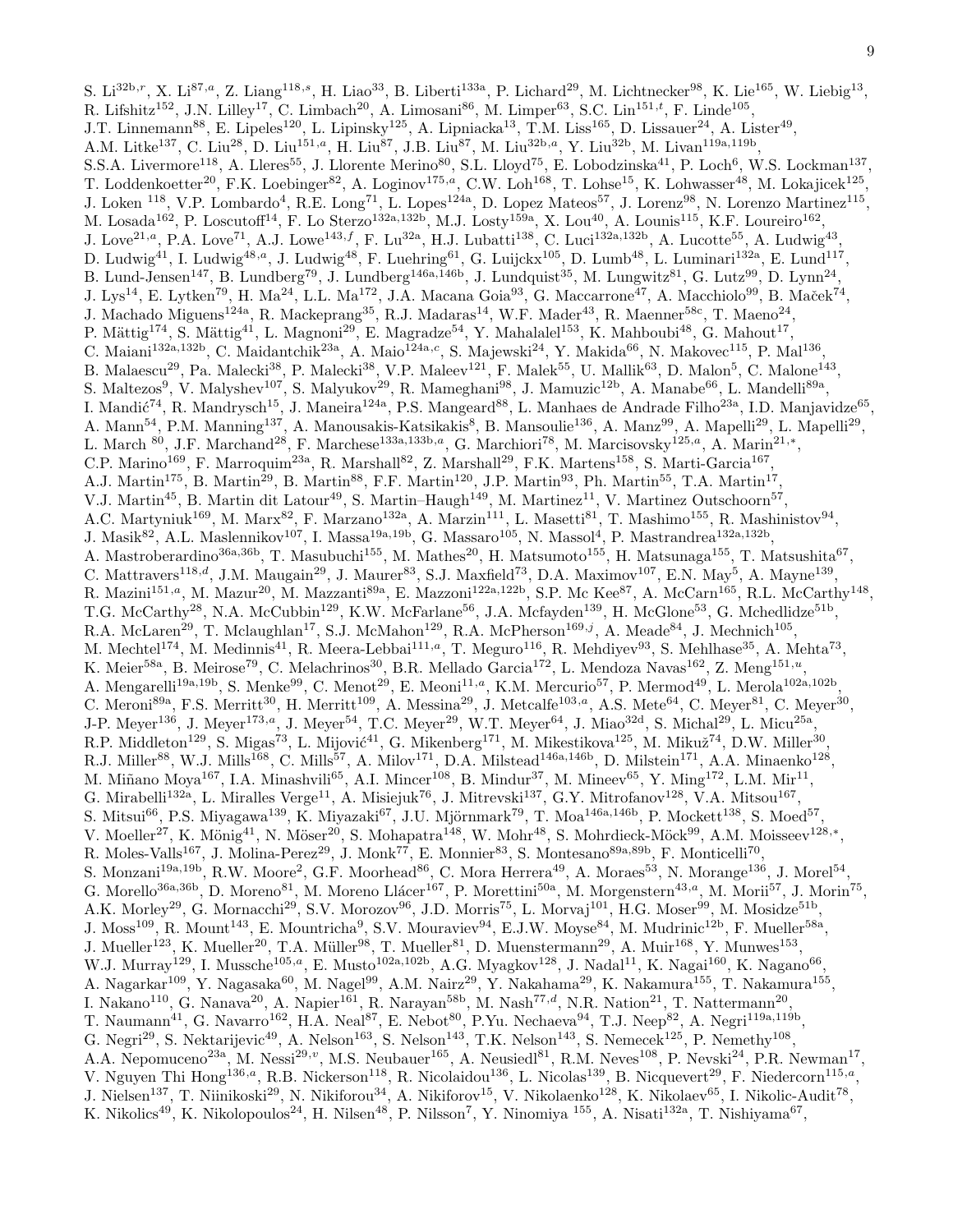S. Li[32b,r], X. Li[87,a], Z. Liang[118,s], H. Liao[33], B. Liberti[133a], P. Lichard[29], M. Lichtnecker[98], K. Lie[165], W. Liebig[13], R. Lifshitz[152], J.N. Lilley[17], C. Limbach[20], A. Limosani[86], M. Limper[63], S.C. Lin[151,t], F. Linde[105], J.T. Linnemann[88], E. Lipeles[120], L. Lipinsky[125], A. Lipniacka[13], T.M. Liss[165], D. Lissauer[24], A. Lister[49], A.M. Litke[137], C. Liu[28], D. Liu[151,a], H. Liu[87], J.B. Liu[87], M. Liu[32b,a], Y. Liu[32b], M. Livan[119a,119b], S.S.A. Livermore[118], A. Lleres[55], J. Llorente Merino[80], S.L. Lloyd[75], E. Lobodzinska[41], P. Loch[6], W.S. Lockman[137], T. Loddenkoetter[20], F.K. Loebinger[82], A. Loginov[175,a], C.W. Loh[168], T. Lohse[15], K. Lohwasser[48], M. Lokajicek[125], J. Loken [118], V.P. Lombardo[4], R.E. Long[71], L. Lopes[124a], D. Lopez Mateos[57], J. Lorenz[98], N. Lorenzo Martinez[115], M. Losada[162], P. Loscutoff[14], F. Lo Sterzo[132a,132b], M.J. Losty[159a], X. Lou[40], A. Lounis[115], K.F. Loureiro[162], J. Love[21,a], P.A. Love[71], A.J. Lowe[143,f], F. Lu[32a], H.J. Lubatti[138], C. Luci[132a,132b], A. Lucotte[55], A. Ludwig[43], D. Ludwig[41], I. Ludwig[48,a], J. Ludwig[48], F. Luehring[61], G. Luijckx[105], D. Lumb[48], L. Luminari[132a], E. Lund[117], B. Lund-Jensen[147], B. Lundberg[79], J. Lundberg[146a,146b], J. Lundquist[35], M. Lungwitz[81], G. Lutz[99], D. Lynn[24], J. Lys[14], E. Lytken[79], H. Ma[24], L.L. Ma[172], J.A. Macana Goia[93], G. Maccarrone[47], A. Macchiolo[99], B. Maček[74], J. Machado Miguens[124a], R. Mackeprang[35], R.J. Madaras[14], W.F. Mader[43], R. Maenner[58c], T. Maeno[24], P. Mättig[174], S. Mättig[41], L. Magnoni[29], E. Magradze[54], Y. Mahalalel[153], K. Mahboubi[48], G. Mahout[17], C. Maiani[132a,132b], C. Maidantchik[23a], A. Maio[124a,c], S. Majewski[24], Y. Makida[66], N. Makovec[115], P. Mal[136], B. Malaescu[29], Pa. Malecki[38], P. Malecki[38], V.P. Maleev[121], F. Malek[55], U. Mallik[63], D. Malon[5], C. Malone[143], S. Maltezos[9], V. Malyshev[107], S. Malyukov[29], R. Mameghani[98], J. Mamuzic[12b], A. Manabe[66], L. Mandelli[89a], I. Mandić[74], R. Mandrysch[15], J. Maneira[124a], P.S. Mangeard[88], L. Manhaes de Andrade Filho[23a], I.D. Manjavidze[65], A. Mann[54], P.M. Manning[137], A. Manousakis-Katsikakis[8], B. Mansoulie[136], A. Manz[99], A. Mapelli[29], L. Mapelli[29], L. March [80], J.F. Marchand[28], F. Marchese[133a,133b,a], G. Marchiori[78], M. Marcisovsky[125,a], A. Marin[21,*], C.P. Marino[169], F. Marroquim[23a], R. Marshall[82], Z. Marshall[29], F.K. Martens[158], S. Marti-Garcia[167], A.J. Martin[175], B. Martin[29], B. Martin[88], F.F. Martin[120], J.P. Martin[93], Ph. Martin[55], T.A. Martin[17], V.J. Martin[45], B. Martin dit Latour[49], S. Martin–Haugh[149], M. Martinez[11], V. Martinez Outschoorn[57], A.C. Martyniuk[169], M. Marx[82], F. Marzano[132a], A. Marzin[111], L. Masetti[81], T. Mashimo[155], R. Mashinistov[94], J. Masik[82], A.L. Maslennikov[107], I. Massa[19a,19b], G. Massaro[105], N. Massol[4], P. Mastrandrea[132a,132b], A. Mastroberardino[36a,36b], T. Masubuchi[155], M. Mathes[20], H. Matsumoto[155], H. Matsunaga[155], T. Matsushita[67], C. Mattravers[118,d], J.M. Maugain[29], J. Maurer[83], S.J. Maxfield[73], D.A. Maximov[107], E.N. May[5], A. Mayne[139], R. Mazini[151,a], M. Mazur[20], M. Mazzanti[89a], E. Mazzoni[122a,122b], S.P. Mc Kee[87], A. McCarn[165], R.L. McCarthy[148], T.G. McCarthy[28], N.A. McCubbin[129], K.W. McFarlane[56], J.A. Mcfayden[139], H. McGlone[53], G. Mchedlidze[51b], R.A. McLaren[29], T. Mclaughlan[17], S.J. McMahon[129], R.A. McPherson[169,j], A. Meade[84], J. Mechnich[105], M. Mechtel[174], M. Medinnis[41], R. Meera-Lebbai[111,a], T. Meguro[116], R. Mehdiyev[93], S. Mehlhase[35], A. Mehta[73], K. Meier[58a], B. Meirose[79], C. Melachrinos[30], B.R. Mellado Garcia[172], L. Mendoza Navas[162], Z. Meng[151,u], A. Mengarelli[19a,19b], S. Menke[99], C. Menot[29], E. Meoni[11,a], K.M. Mercurio[57], P. Mermod[49], L. Merola[102a,102b], C. Meroni[89a], F.S. Merritt[30], H. Merritt[109], A. Messina[29], J. Metcalfe[103,a], A.S. Mete[64], C. Meyer[81], C. Meyer[30], J-P. Meyer[136], J. Meyer[173,a], J. Meyer[54], T.C. Meyer[29], W.T. Meyer[64], J. Miao[32d], S. Michal[29], L. Micu[25a], R.P. Middleton[129], S. Migas[73], L. Mijović[41], G. Mikenberg[171], M. Mikestikova[125], M. Mikuž[74], D.W. Miller[30], R.J. Miller[88], W.J. Mills[168], C. Mills[57], A. Milov[171], D.A. Milstead[146a,146b], D. Milstein[171], A.A. Minaenko[128], M. Miñano Moya[167], I.A. Minashvili[65], A.I. Mincer[108], B. Mindur[37], M. Mineev[65], Y. Ming[172], L.M. Mir[11], G. Mirabelli[132a], L. Miralles Verge[11], A. Misiejuk[76], J. Mitrevski[137], G.Y. Mitrofanov[128], V.A. Mitsou[167], S. Mitsui[66], P.S. Miyagawa[139], K. Miyazaki[67], J.U. Mjörnmark[79], T. Moa[146a,146b], P. Mockett[138], S. Moed[57], V. Moeller[27], K. Mönig[41], N. Möser[20], S. Mohapatra[148], W. Mohr[48], S. Mohrdieck-Möck[99], A.M. Moisseev[128,*], R. Moles-Valls[167], J. Molina-Perez[29], J. Monk[77], E. Monnier[83], S. Montesano[89a,89b], F. Monticelli[70], S. Monzani[19a,19b], R.W. Moore[2], G.F. Moorhead[86], C. Mora Herrera[49], A. Moraes[53], N. Morange[136], J. Morel[54], G. Morello[36a,36b], D. Moreno[81], M. Moreno Llácer[167], P. Morettini[50a], M. Morgenstern[43,a], M. Morii[57], J. Morin[75], A.K. Morley[29], G. Mornacchi[29], S.V. Morozov[96], J.D. Morris[75], L. Morvaj[101], H.G. Moser[99], M. Mosidze[51b], J. Moss[109], R. Mount[143], E. Mountricha[9], S.V. Mouraviev[94], E.J.W. Moyse[84], M. Mudrinic[12b], F. Mueller[58a], J. Mueller[123], K. Mueller[20], T.A. Müller[98], T. Mueller[81], D. Muenstermann[29], A. Muir[168], Y. Munwes[153], W.J. Murray[129], I. Mussche[105,a], E. Musto[102a,102b], A.G. Myagkov[128], J. Nadal[11], K. Nagai[160], K. Nagano[66], A. Nagarkar[109], Y. Nagasaka[60], M. Nagel[99], A.M. Nairz[29], Y. Nakahama[29], K. Nakamura[155], T. Nakamura[155], I. Nakano[110], G. Nanava[20], A. Napier[161], R. Narayan[58b], M. Nash[77,d], N.R. Nation[21], T. Nattermann[20], T. Naumann[41], G. Navarro[162], H.A. Neal[87], E. Nebot[80], P.Yu. Nechaeva[94], T.J. Neep[82], A. Negri[119a,119b], G. Negri[29], S. Nektarijevic[49], A. Nelson[163], S. Nelson[143], T.K. Nelson[143], S. Nemecek[125], P. Nemethy[108], A.A. Nepomuceno[23a], M. Nessi[29,v], M.S. Neubauer[165], A. Neusiedl[81], R.M. Neves[108], P. Nevski[24], P.R. Newman[17], V. Nguyen Thi Hong[136,a], R.B. Nickerson[118], R. Nicolaidou[136], L. Nicolas[139], B. Nicquevert[29], F. Niedercorn[115,a], J. Nielsen[137], T. Niinikoski[29], N. Nikiforou[34], A. Nikiforov[15], V. Nikolaenko[128], K. Nikolaev[65], I. Nikolic-Audit[78], K. Nikolics[49], K. Nikolopoulos[24], H. Nilsen[48], P. Nilsson[7], Y. Ninomiya [155], A. Nisati[132a], T. Nishiyama[67],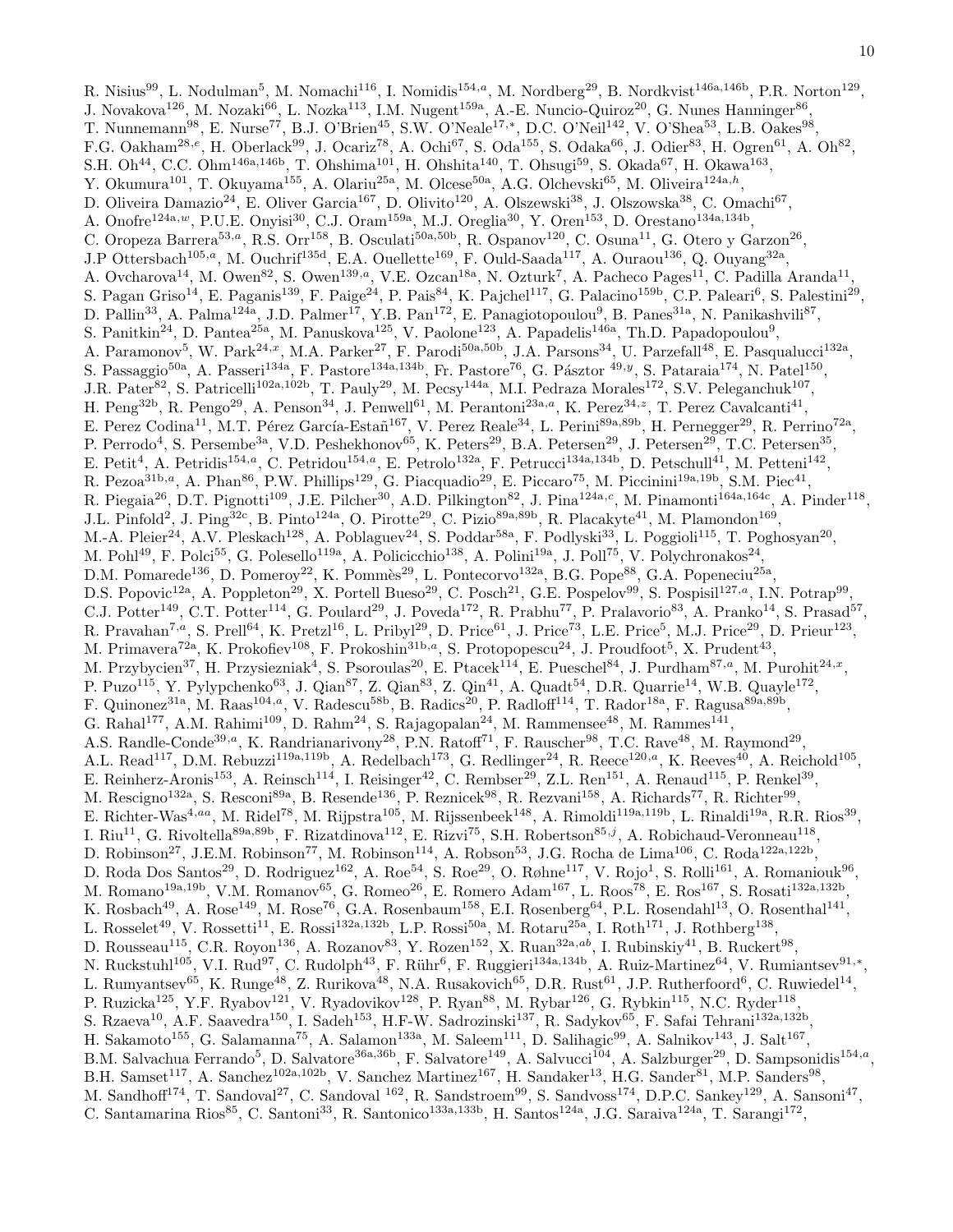R. Nisius[99], L. Nodulman[5], M. Nomachi[116], I. Nomidis[154,a], M. Nordberg[29], B. Nordkvist[146a,146b], P.R. Norton[129], J. Novakova[126], M. Nozaki[66], L. Nozka[113], I.M. Nugent[159a], A.-E. Nuncio-Quiroz[20], G. Nunes Hanninger[86], T. Nunnemann[98], E. Nurse[77], B.J. O'Brien[45], S.W. O'Neale[17,*], D.C. O'Neil[142], V. O'Shea[53], L.B. Oakes[98], F.G. Oakham[28,e], H. Oberlack[99], J. Ocariz[78], A. Ochi[67], S. Oda[155], S. Odaka[66], J. Odier[83], H. Ogren[61], A. Oh[82], S.H. Oh[44], C.C. Ohm[146a,146b], T. Ohshima[101], H. Ohshita[140], T. Ohsugi[59], S. Okada[67], H. Okawa[163], Y. Okumura[101], T. Okuyama[155], A. Olariu[25a], M. Olcese[50a], A.G. Olchevski[65], M. Oliveira[124a,h], D. Oliveira Damazio[24], E. Oliver Garcia[167], D. Olivito[120], A. Olszewski[38], J. Olszowska[38], C. Omachi[67], A. Onofre[124a,w], P.U.E. Onyisi[30], C.J. Oram[159a], M.J. Oreglia[30], Y. Oren[153], D. Orestano[134a,134b], C. Oropeza Barrera[53,a], R.S. Orr[158], B. Osculati[50a,50b], R. Ospanov[120], C. Osuna[11], G. Otero y Garzon[26], J.P Ottersbach[105,a], M. Ouchrif[135d], E.A. Ouellette[169], F. Ould-Saada[117], A. Ouraou[136], Q. Ouyang[32a], A. Ovcharova[14], M. Owen[82], S. Owen[139,a], V.E. Ozcan[18a], N. Ozturk[7], A. Pacheco Pages[11], C. Padilla Aranda[11], S. Pagan Griso[14], E. Paganis[139], F. Paige[24], P. Pais[84], K. Pajchel[117], G. Palacino[159b], C.P. Paleari[6], S. Palestini[29], D. Pallin[33], A. Palma[124a], J.D. Palmer[17], Y.B. Pan[172], E. Panagiotopoulou[9], B. Panes[31a], N. Panikashvili[87], S. Panitkin[24], D. Pantea[25a], M. Panuskova[125], V. Paolone[123], A. Papadelis[146a], Th.D. Papadopoulou[9], A. Paramonov[5], W. Park[24,x], M.A. Parker[27], F. Parodi[50a,50b], J.A. Parsons[34], U. Parzefall[48], E. Pasqualucci[132a], S. Passaggio[50a], A. Passeri[134a], F. Pastore[134a,134b], Fr. Pastore[76], G. Pásztor [49,y], S. Pataraia[174], N. Patel[150], J.R. Pater[82], S. Patricelli[102a,102b], T. Pauly[29], M. Pecsy[144a], M.I. Pedraza Morales[172], S.V. Peleganchuk[107], H. Peng[32b], R. Pengo[29], A. Penson[34], J. Penwell[61], M. Perantoni[23a,a], K. Perez[34,z], T. Perez Cavalcanti[41], E. Perez Codina[11], M.T. Pérez García-Estañ[167], V. Perez Reale[34], L. Perini[89a,89b], H. Pernegger[29], R. Perrino[72a], P. Perrodo[4], S. Persembe[3a], V.D. Peshekhonov[65], K. Peters[29], B.A. Petersen[29], J. Petersen[29], T.C. Petersen[35], E. Petit[4], A. Petridis[154,a], C. Petridou[154,a], E. Petrolo[132a], F. Petrucci[134a,134b], D. Petschull[41], M. Petteni[142], R. Pezoa[31b,a], A. Phan[86], P.W. Phillips[129], G. Piacquadio[29], E. Piccaro[75], M. Piccinini[19a,19b], S.M. Piec[41], R. Piegaia[26], D.T. Pignotti[109], J.E. Pilcher[30], A.D. Pilkington[82], J. Pina[124a,c], M. Pinamonti[164a,164c], A. Pinder[118], J.L. Pinfold[2], J. Ping[32c], B. Pinto[124a], O. Pirotte[29], C. Pizio[89a,89b], R. Placakyte[41], M. Plamondon[169], M.-A. Pleier[24], A.V. Pleskach[128], A. Poblaguev[24], S. Poddar[58a], F. Podlyski[33], L. Poggioli[115], T. Poghosyan[20], M. Pohl[49], F. Polci[55], G. Polesello[119a], A. Policicchio[138], A. Polini[19a], J. Poll[75], V. Polychronakos[24], D.M. Pomarede[136], D. Pomeroy[22], K. Pommès[29], L. Pontecorvo[132a], B.G. Pope[88], G.A. Popeneciu[25a], D.S. Popovic[12a], A. Poppleton[29], X. Portell Bueso[29], C. Posch[21], G.E. Pospelov[99], S. Pospisil[127,a], I.N. Potrap[99], C.J. Potter[149], C.T. Potter[114], G. Poulard[29], J. Poveda[172], R. Prabhu[77], P. Pralavorio[83], A. Pranko[14], S. Prasad[57], R. Pravahan[7,a], S. Prell[64], K. Pretzl[16], L. Pribyl[29], D. Price[61], J. Price[73], L.E. Price[5], M.J. Price[29], D. Prieur[123], M. Primavera[72a], K. Prokofiev[108], F. Prokoshin[31b,a], S. Protopopescu[24], J. Proudfoot[5], X. Prudent[43], M. Przybycien[37], H. Przysiezniak[4], S. Psoroulas[20], E. Ptacek[114], E. Pueschel[84], J. Purdham[87,a], M. Purohit[24,x], P. Puzo[115], Y. Pylypchenko[63], J. Qian[87], Z. Qian[83], Z. Qin[41], A. Quadt[54], D.R. Quarrie[14], W.B. Quayle[172], F. Quinonez[31a], M. Raas[104,a], V. Radescu[58b], B. Radics[20], P. Radloff[114], T. Rador[18a], F. Ragusa[89a,89b], G. Rahal[177], A.M. Rahimi[109], D. Rahm[24], S. Rajagopalan[24], M. Rammensee[48], M. Rammes[141], A.S. Randle-Conde[39,a], K. Randrianarivony[28], P.N. Ratoff[71], F. Rauscher[98], T.C. Rave[48], M. Raymond[29], A.L. Read[117], D.M. Rebuzzi[119a,119b], A. Redelbach[173], G. Redlinger[24], R. Reece[120,a], K. Reeves[40], A. Reichold[105], E. Reinherz-Aronis[153], A. Reinsch[114], I. Reisinger[42], C. Rembser[29], Z.L. Ren[151], A. Renaud[115], P. Renkel[39], M. Rescigno[132a], S. Resconi[89a], B. Resende[136], P. Reznicek[98], R. Rezvani[158], A. Richards[77], R. Richter[99], E. Richter-Was[4,aa], M. Ridel[78], M. Rijpstra[105], M. Rijssenbeek[148], A. Rimoldi[119a,119b], L. Rinaldi[19a], R.R. Rios[39], I. Riu[11], G. Rivoltella[89a,89b], F. Rizatdinova[112], E. Rizvi[75], S.H. Robertson[85,j], A. Robichaud-Veronneau[118], D. Robinson[27], J.E.M. Robinson[77], M. Robinson[114], A. Robson[53], J.G. Rocha de Lima[106], C. Roda[122a,122b], D. Roda Dos Santos[29], D. Rodriguez[162], A. Roe[54], S. Roe[29], O. Røhne[117], V. Rojo[1], S. Rolli[161], A. Romaniouk[96], M. Romano[19a,19b], V.M. Romanov[65], G. Romeo[26], E. Romero Adam[167], L. Roos[78], E. Ros[167], S. Rosati[132a,132b], K. Rosbach[49], A. Rose[149], M. Rose[76], G.A. Rosenbaum[158], E.I. Rosenberg[64], P.L. Rosendahl[13], O. Rosenthal[141], L. Rosselet[49], V. Rossetti[11], E. Rossi[132a,132b], L.P. Rossi[50a], M. Rotaru[25a], I. Roth[171], J. Rothberg[138], D. Rousseau[115], C.R. Royon[136], A. Rozanov[83], Y. Rozen[152], X. Ruan[32a,ab], I. Rubinskiy[41], B. Ruckert[98], N. Ruckstuhl[105], V.I. Rud[97], C. Rudolph[43], F. Rühr[6], F. Ruggieri[134a,134b], A. Ruiz-Martinez[64], V. Rumiantsev[91,*], L. Rumyantsev[65], K. Runge[48], Z. Rurikova[48], N.A. Rusakovich[65], D.R. Rust[61], J.P. Rutherfoord[6], C. Ruwiedel[14], P. Ruzicka[125], Y.F. Ryabov[121], V. Ryadovikov[128], P. Ryan[88], M. Rybar[126], G. Rybkin[115], N.C. Ryder[118], S. Rzaeva[10], A.F. Saavedra[150], I. Sadeh[153], H.F-W. Sadrozinski[137], R. Sadykov[65], F. Safai Tehrani[132a,132b], H. Sakamoto[155], G. Salamanna[75], A. Salamon[133a], M. Saleem[111], D. Salihagic[99], A. Salnikov[143], J. Salt[167], B.M. Salvachua Ferrando[5], D. Salvatore[36a,36b], F. Salvatore[149], A. Salvucci[104], A. Salzburger[29], D. Sampsonidis[154,a], B.H. Samset[117], A. Sanchez[102a,102b], V. Sanchez Martinez[167], H. Sandaker[13], H.G. Sander[81], M.P. Sanders[98], M. Sandhoff[174], T. Sandoval[27], C. Sandoval [162], R. Sandstroem[99], S. Sandvoss[174], D.P.C. Sankey[129], A. Sansoni[47], C. Santamarina Rios[85], C. Santoni[33], R. Santonico[133a,133b], H. Santos[124a], J.G. Saraiva[124a], T. Sarangi[172],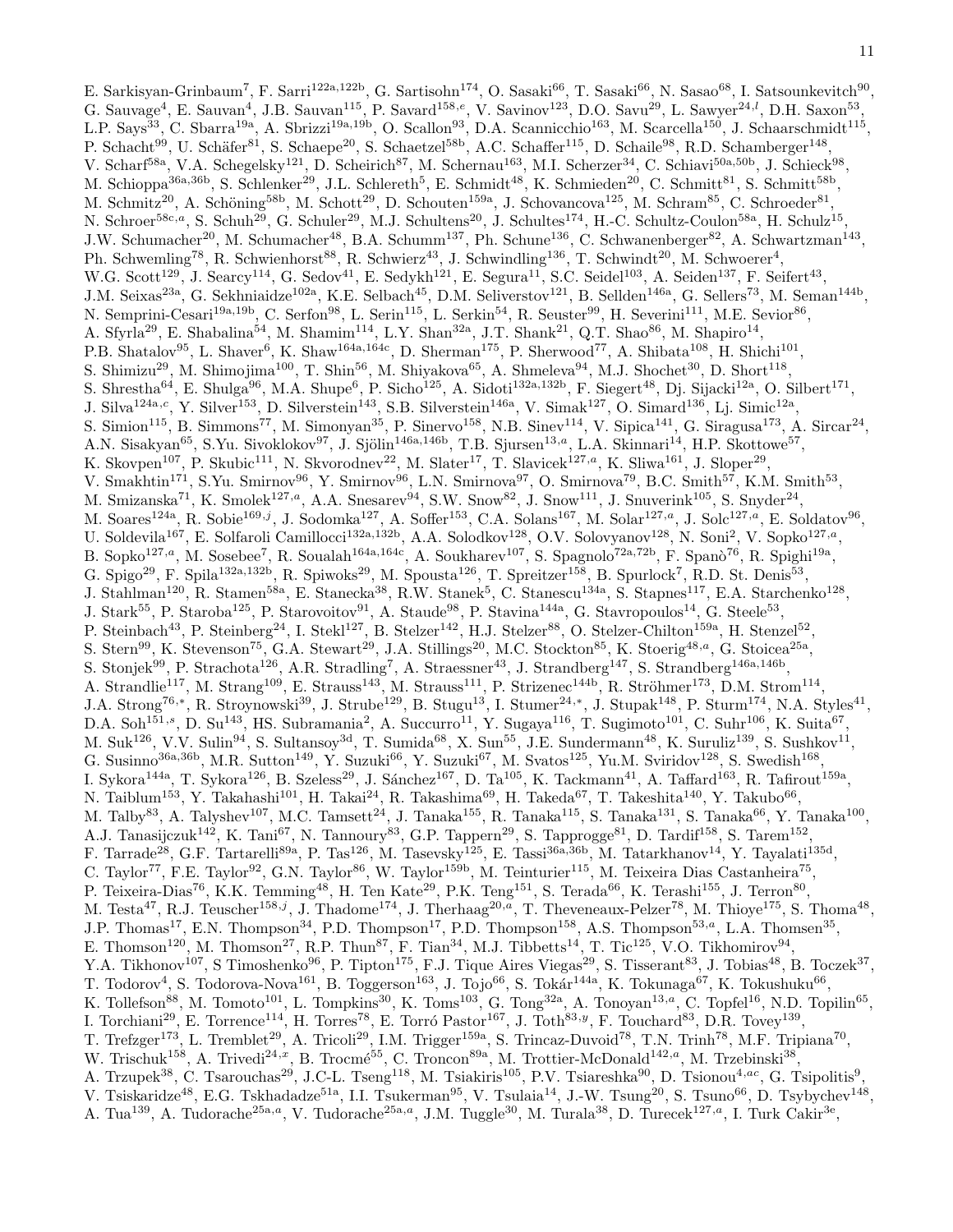E. Sarkisyan-Grinbaum[7], F. Sarri[122a,122b], G. Sartisohn[174], O. Sasaki[66], T. Sasaki[66], N. Sasao[68], I. Satsounkevitch[90], G. Sauvage[4], E. Sauvan[4], J.B. Sauvan[115], P. Savard[158,e], V. Savinov[123], D.O. Savu[29], L. Sawyer[24,l], D.H. Saxon[53], L.P. Says[33], C. Sbarra[19a], A. Sbrizzi[19a,19b], O. Scallon[93], D.A. Scannicchio[163], M. Scarcella[150], J. Schaarschmidt[115], P. Schacht[99], U. Schäfer[81], S. Schaepe[20], S. Schaetzel[58b], A.C. Schaffer[115], D. Schaile[98], R.D. Schamberger[148], V. Scharf[58a], V.A. Schegelsky[121], D. Scheirich[87], M. Schernau[163], M.I. Scherzer[34], C. Schiavi[50a,50b], J. Schieck[98], M. Schioppa[36a,36b], S. Schlenker[29], J.L. Schlereth[5], E. Schmidt[48], K. Schmieden[20], C. Schmitt[81], S. Schmitt[58b], M. Schmitz[20], A. Schöning[58b], M. Schott[29], D. Schouten[159a], J. Schovancova[125], M. Schram[85], C. Schroeder[81], N. Schroer[58c,a], S. Schuh[29], G. Schuler[29], M.J. Schultens[20], J. Schultes[174], H.-C. Schultz-Coulon[58a], H. Schulz[15], J.W. Schumacher[20], M. Schumacher[48], B.A. Schumm[137], Ph. Schune[136], C. Schwanenberger[82], A. Schwartzman[143], Ph. Schwemling[78], R. Schwienhorst[88], R. Schwierz[43], J. Schwindling[136], T. Schwindt[20], M. Schwoerer[4], W.G. Scott[129], J. Searcy[114], G. Sedov[41], E. Sedykh[121], E. Segura[11], S.C. Seidel[103], A. Seiden[137], F. Seifert[43], J.M. Seixas[23a], G. Sekhniaidze[102a], K.E. Selbach[45], D.M. Seliverstov[121], B. Sellden[146a], G. Sellers[73], M. Seman[144b], N. Semprini-Cesari[19a,19b], C. Serfon[98], L. Serin[115], L. Serkin[54], R. Seuster[99], H. Severini[111], M.E. Sevior[86], A. Sfyrla[29], E. Shabalina[54], M. Shamim[114], L.Y. Shan[32a], J.T. Shank[21], Q.T. Shao[86], M. Shapiro[14], P.B. Shatalov[95], L. Shaver[6], K. Shaw[164a,164c], D. Sherman[175], P. Sherwood[77], A. Shibata[108], H. Shichi[101], S. Shimizu[29], M. Shimojima[100], T. Shin[56], M. Shiyakova[65], A. Shmeleva[94], M.J. Shochet[30], D. Short[118], S. Shrestha[64], E. Shulga[96], M.A. Shupe[6], P. Sicho[125], A. Sidoti[132a,132b], F. Siegert[48], Dj. Sijacki[12a], O. Silbert[171], J. Silva[124a,c], Y. Silver[153], D. Silverstein[143], S.B. Silverstein[146a], V. Simak[127], O. Simard[136], Lj. Simic[12a], S. Simion[115], B. Simmons[77], M. Simonyan[35], P. Sinervo[158], N.B. Sinev[114], V. Sipica[141], G. Siragusa[173], A. Sircar[24], A.N. Sisakyan[65], S.Yu. Sivoklokov[97], J. Sjölin[146a,146b], T.B. Sjursen[13,a], L.A. Skinnari[14], H.P. Skottowe[57], K. Skovpen[107], P. Skubic[111], N. Skvorodnev[22], M. Slater[17], T. Slavicek[127,a], K. Sliwa[161], J. Sloper[29], V. Smakhtin[171], S.Yu. Smirnov[96], Y. Smirnov[96], L.N. Smirnova[97], O. Smirnova[79], B.C. Smith[57], K.M. Smith[53], M. Smizanska[71], K. Smolek[127,a], A.A. Snesarev[94], S.W. Snow[82], J. Snow[111], J. Snuverink[105], S. Snyder[24], M. Soares[124a], R. Sobie[169,j], J. Sodomka[127], A. Soffer[153], C.A. Solans[167], M. Solar[127,a], J. Solc[127,a], E. Soldatov[96], U. Soldevila[167], E. Solfaroli Camillocci[132a,132b], A.A. Solodkov[128], O.V. Solovyanov[128], N. Soni[2], V. Sopko[127,a], B. Sopko[127,a], M. Sosebee[7], R. Soualah[164a,164c], A. Soukharev[107], S. Spagnolo[72a,72b], F. Spanò[76], R. Spighi[19a], G. Spigo[29], F. Spila[132a,132b], R. Spiwoks[29], M. Spousta[126], T. Spreitzer[158], B. Spurlock[7], R.D. St. Denis[53], J. Stahlman[120], R. Stamen[58a], E. Stanecka[38], R.W. Stanek[5], C. Stanescu[134a], S. Stapnes[117], E.A. Starchenko[128], J. Stark[55], P. Staroba[125], P. Starovoitov[91], A. Staude[98], P. Stavina[144a], G. Stavropoulos[14], G. Steele[53], P. Steinbach[43], P. Steinberg[24], I. Stekl[127], B. Stelzer[142], H.J. Stelzer[88], O. Stelzer-Chilton[159a], H. Stenzel[52], S. Stern[99], K. Stevenson[75], G.A. Stewart[29], J.A. Stillings[20], M.C. Stockton[85], K. Stoerig[48,a], G. Stoicea[25a], S. Stonjek[99], P. Strachota[126], A.R. Stradling[7], A. Straessner[43], J. Strandberg[147], S. Strandberg[146a,146b], A. Strandlie[117], M. Strang[109], E. Strauss[143], M. Strauss[111], P. Strizenec[144b], R. Ströhmer[173], D.M. Strom[114], J.A. Strong[76,*], R. Stroynowski[39], J. Strube[129], B. Stugu[13], I. Stumer[24,*], J. Stupak[148], P. Sturm[174], N.A. Styles[41], D.A. Soh[151,s], D. Su[143], HS. Subramania[2], A. Succurro[11], Y. Sugaya[116], T. Sugimoto[101], C. Suhr[106], K. Suita[67], M. Suk[126], V.V. Sulin[94], S. Sultansoy[3d], T. Sumida[68], X. Sun[55], J.E. Sundermann[48], K. Suruliz[139], S. Sushkov[11], G. Susinno[36a,36b], M.R. Sutton[149], Y. Suzuki[66], Y. Suzuki[67], M. Svatos[125], Yu.M. Sviridov[128], S. Swedish[168], I. Sykora[144a], T. Sykora[126], B. Szeless[29], J. Sánchez[167], D. Ta[105], K. Tackmann[41], A. Taffard[163], R. Tafirout[159a], N. Taiblum[153], Y. Takahashi[101], H. Takai[24], R. Takashima[69], H. Takeda[67], T. Takeshita[140], Y. Takubo[66], M. Talby[83], A. Talyshev[107], M.C. Tamsett[24], J. Tanaka[155], R. Tanaka[115], S. Tanaka[131], S. Tanaka[66], Y. Tanaka[100], A.J. Tanasijczuk[142], K. Tani[67], N. Tannoury[83], G.P. Tappern[29], S. Tapprogge[81], D. Tardif[158], S. Tarem[152], F. Tarrade[28], G.F. Tartarelli[89a], P. Tas[126], M. Tasevsky[125], E. Tassi[36a,36b], M. Tatarkhanov[14], Y. Tayalati[135d], C. Taylor[77], F.E. Taylor[92], G.N. Taylor[86], W. Taylor[159b], M. Teinturier[115], M. Teixeira Dias Castanheira[75], P. Teixeira-Dias[76], K.K. Temming[48], H. Ten Kate[29], P.K. Teng[151], S. Terada[66], K. Terashi[155], J. Terron[80], M. Testa[47], R.J. Teuscher[158,j], J. Thadome[174], J. Therhaag[20,a], T. Theveneaux-Pelzer[78], M. Thioye[175], S. Thoma[48], J.P. Thomas[17], E.N. Thompson[34], P.D. Thompson[17], P.D. Thompson[158], A.S. Thompson[53,a], L.A. Thomsen[35], E. Thomson[120], M. Thomson[27], R.P. Thun[87], F. Tian[34], M.J. Tibbetts[14], T. Tic[125], V.O. Tikhomirov[94], Y.A. Tikhonov[107], S Timoshenko[96], P. Tipton[175], F.J. Tique Aires Viegas[29], S. Tisserant[83], J. Tobias[48], B. Toczek[37], T. Todorov[4], S. Todorova-Nova[161], B. Toggerson[163], J. Tojo[66], S. Tokár[144a], K. Tokunaga[67], K. Tokushuku[66], K. Tollefson[88], M. Tomoto[101], L. Tompkins[30], K. Toms[103], G. Tong[32a], A. Tonoyan[13,a], C. Topfel[16], N.D. Topilin[65], I. Torchiani[29], E. Torrence[114], H. Torres[78], E. Torró Pastor[167], J. Toth[83,y], F. Touchard[83], D.R. Tovey[139], T. Trefzger[173], L. Tremblet[29], A. Tricoli[29], I.M. Trigger[159a], S. Trincaz-Duvoid[78], T.N. Trinh[78], M.F. Tripiana[70], W. Trischuk[158], A. Trivedi[24,x], B. Trocmé[55], C. Troncon[89a], M. Trottier-McDonald[142,a], M. Trzebinski[38], A. Trzupek[38], C. Tsarouchas[29], J.C-L. Tseng[118], M. Tsiakiris[105], P.V. Tsiareshka[90], D. Tsionou[4,ac], G. Tsipolitis[9], V. Tsiskaridze[48], E.G. Tskhadadze[51a], I.I. Tsukerman[95], V. Tsulaia[14], J.-W. Tsung[20], S. Tsuno[66], D. Tsybychev[148], A. Tua[139], A. Tudorache[25a,a], V. Tudorache[25a,a], J.M. Tuggle[30], M. Turala[38], D. Turecek[127,a], I. Turk Cakir[3e],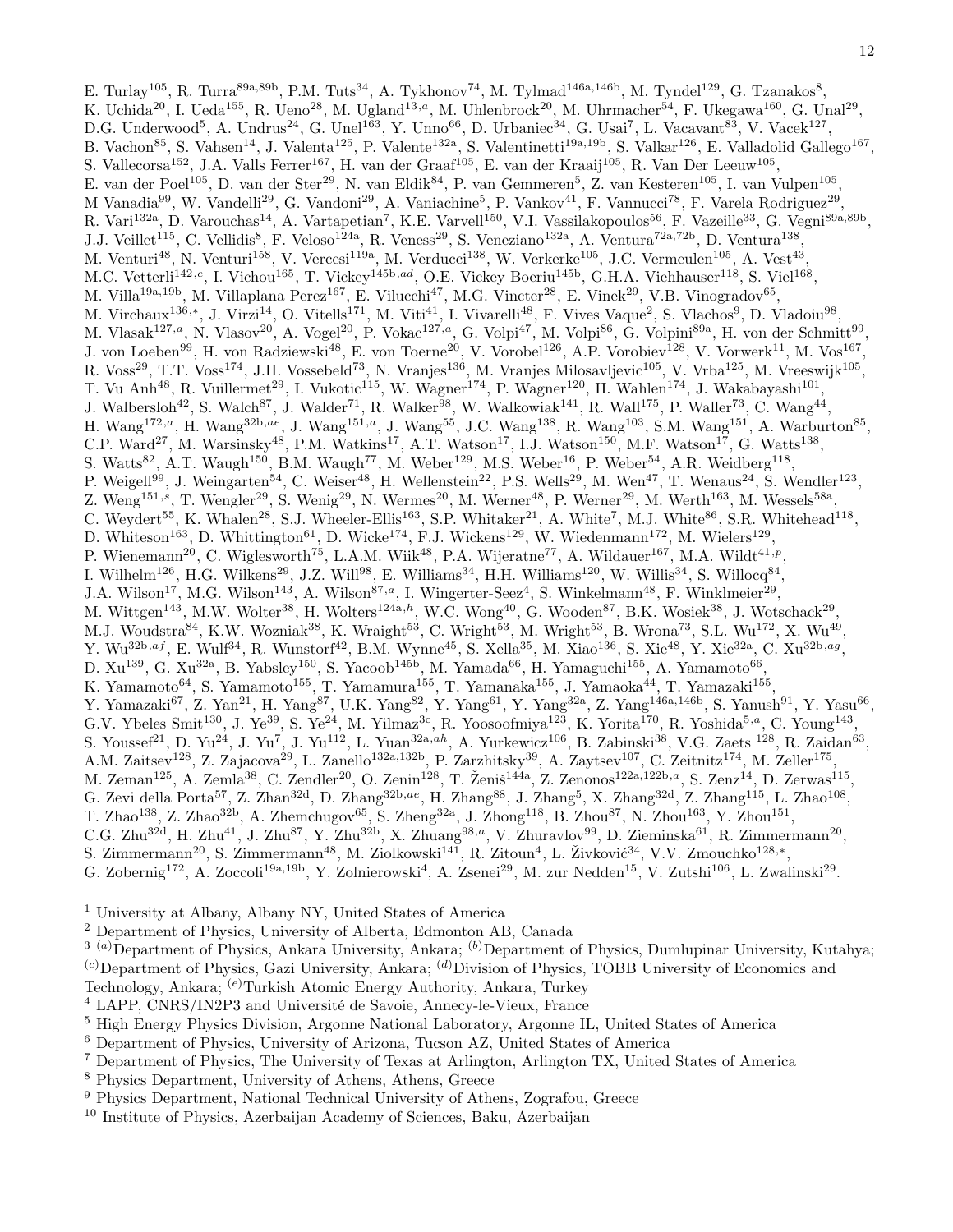E. Turlay[105], R. Turra[89a,89b], P.M. Tuts[34], A. Tykhonov[74], M. Tylmad[146a,146b], M. Tyndel[129], G. Tzanakos[8], K. Uchida[20], I. Ueda[155], R. Ueno[28], M. Ugland[13,a], M. Uhlenbrock[20], M. Uhrmacher[54], F. Ukegawa[160], G. Unal[29], D.G. Underwood[5], A. Undrus[24], G. Unel[163], Y. Unno[66], D. Urbaniec[34], G. Usai[7], L. Vacavant[83], V. Vacek[127], B. Vachon[85], S. Vahsen[14], J. Valenta[125], P. Valente[132a], S. Valentinetti[19a,19b], S. Valkar[126], E. Valladolid Gallego[167], S. Vallecorsa[152], J.A. Valls Ferrer[167], H. van der Graaf[105], E. van der Kraaij[105], R. Van Der Leeuw[105], E. van der Poel[105], D. van der Ster[29], N. van Eldik[84], P. van Gemmeren[5], Z. van Kesteren[105], I. van Vulpen[105], M Vanadia[99], W. Vandelli[29], G. Vandoni[29], A. Vaniachine[5], P. Vankov[41], F. Vannucci[78], F. Varela Rodriguez[29], R. Vari[132a], D. Varouchas[14], A. Vartapetian[7], K.E. Varvell[150], V.I. Vassilakopoulos[56], F. Vazeille[33], G. Vegni[89a,89b], J.J. Veillet[115], C. Vellidis[8], F. Veloso[124a], R. Veness[29], S. Veneziano[132a], A. Ventura[72a,72b], D. Ventura[138], M. Venturi[48], N. Venturi[158], V. Vercesi[119a], M. Verducci[138], W. Verkerke[105], J.C. Vermeulen[105], A. Vest[43], M.C. Vetterli[142,e], I. Vichou[165], T. Vickey[145b,ad], O.E. Vickey Boeriu[145b], G.H.A. Viehhauser[118], S. Viel[168], M. Villa[19a,19b], M. Villaplana Perez[167], E. Vilucchi[47], M.G. Vincter[28], E. Vinek[29], V.B. Vinogradov[65], M. Virchaux[136,*], J. Virzi[14], O. Vitells[171], M. Viti[41], I. Vivarelli[48], F. Vives Vaque[2], S. Vlachos[9], D. Vladoiu[98], M. Vlasak[127,a], N. Vlasov[20], A. Vogel[20], P. Vokac[127,a], G. Volpi[47], M. Volpi[86], G. Volpini[89a], H. von der Schmitt[99], J. von Loeben[99], H. von Radziewski[48], E. von Toerne[20], V. Vorobel[126], A.P. Vorobiev[128], V. Vorwerk[11], M. Vos[167], R. Voss[29], T.T. Voss[174], J.H. Vossebeld[73], N. Vranjes[136], M. Vranjes Milosavljevic[105], V. Vrba[125], M. Vreeswijk[105], T. Vu Anh[48], R. Vuillermet[29], I. Vukotic[115], W. Wagner[174], P. Wagner[120], H. Wahlen[174], J. Wakabayashi[101], J. Walbersloh[42], S. Walch[87], J. Walder[71], R. Walker[98], W. Walkowiak[141], R. Wall[175], P. Waller[73], C. Wang[44], H. Wang[172,a], H. Wang[32b,ae], J. Wang[151,a], J. Wang[55], J.C. Wang[138], R. Wang[103], S.M. Wang[151], A. Warburton[85], C.P. Ward[27], M. Warsinsky[48], P.M. Watkins[17], A.T. Watson[17], I.J. Watson[150], M.F. Watson[17], G. Watts[138], S. Watts[82], A.T. Waugh[150], B.M. Waugh[77], M. Weber[129], M.S. Weber[16], P. Weber[54], A.R. Weidberg[118], P. Weigell[99], J. Weingarten[54], C. Weiser[48], H. Wellenstein[22], P.S. Wells[29], M. Wen[47], T. Wenaus[24], S. Wendler[123], Z. Weng[151,s], T. Wengler[29], S. Wenig[29], N. Wermes[20], M. Werner[48], P. Werner[29], M. Werth[163], M. Wessels[58a], C. Weydert[55], K. Whalen[28], S.J. Wheeler-Ellis[163], S.P. Whitaker[21], A. White[7], M.J. White[86], S.R. Whitehead[118], D. Whiteson[163], D. Whittington[61], D. Wicke[174], F.J. Wickens[129], W. Wiedenmann[172], M. Wielers[129], P. Wienemann[20], C. Wiglesworth[75], L.A.M. Wiik[48], P.A. Wijeratne[77], A. Wildauer[167], M.A. Wildt[41,p], I. Wilhelm[126], H.G. Wilkens[29], J.Z. Will[98], E. Williams[34], H.H. Williams[120], W. Willis[34], S. Willocq[84], J.A. Wilson[17], M.G. Wilson[143], A. Wilson[87,a], I. Wingerter-Seez[4], S. Winkelmann[48], F. Winklmeier[29], M. Wittgen[143], M.W. Wolter[38], H. Wolters[124a,h], W.C. Wong[40], G. Wooden[87], B.K. Wosiek[38], J. Wotschack[29], M.J. Woudstra[84], K.W. Wozniak[38], K. Wraight[53], C. Wright[53], M. Wright[53], B. Wrona[73], S.L. Wu[172], X. Wu[49], Y. Wu[32b,af], E. Wulf[34], R. Wunstorf[42], B.M. Wynne[45], S. Xella[35], M. Xiao[136], S. Xie[48], Y. Xie[32a], C. Xu[32b,ag], D. Xu[139], G. Xu[32a], B. Yabsley[150], S. Yacoob[145b], M. Yamada[66], H. Yamaguchi[155], A. Yamamoto[66], K. Yamamoto[64], S. Yamamoto[155], T. Yamamura[155], T. Yamanaka[155], J. Yamaoka[44], T. Yamazaki[155], Y. Yamazaki[67], Z. Yan[21], H. Yang[87], U.K. Yang[82], Y. Yang[61], Y. Yang[32a], Z. Yang[146a,146b], S. Yanush[91], Y. Yasu[66], G.V. Ybeles Smit[130], J. Ye[39], S. Ye[24], M. Yilmaz[3c], R. Yoosoofmiya[123], K. Yorita[170], R. Yoshida[5,a], C. Young[143], S. Youssef[21], D. Yu[24], J. Yu[7], J. Yu[112], L. Yuan[32a,ah], A. Yurkewicz[106], B. Zabinski[38], V.G. Zaets [128], R. Zaidan[63], A.M. Zaitsev[128], Z. Zajacova[29], L. Zanello[132a,132b], P. Zarzhitsky[39], A. Zaytsev[107], C. Zeitnitz[174], M. Zeller[175], M. Zeman[125], A. Zemla[38], C. Zendler[20], O. Zenin[128], T. Ženiš[144a], Z. Zenonos[122a,122b,a], S. Zenz[14], D. Zerwas[115], G. Zevi della Porta[57], Z. Zhan[32d], D. Zhang[32b,ae], H. Zhang[88], J. Zhang[5], X. Zhang[32d], Z. Zhang[115], L. Zhao[108], T. Zhao[138], Z. Zhao[32b], A. Zhemchugov[65], S. Zheng[32a], J. Zhong[118], B. Zhou[87], N. Zhou[163], Y. Zhou[151], C.G. Zhu[32d], H. Zhu[41], J. Zhu[87], Y. Zhu[32b], X. Zhuang[98,a], V. Zhuravlov[99], D. Zieminska[61], R. Zimmermann[20], S. Zimmermann[20], S. Zimmermann[48], M. Ziolkowski[141], R. Zitoun[4], L. Živković[34], V.V. Zmouchko[128,*], G. Zobernig[172], A. Zoccoli[19a,19b], Y. Zolnierowski[4], A. Zsenei[29], M. zur Nedden[15], V. Zutshi[106], L. Zwalinski[29].

[1] University at Albany, Albany NY, United States of America
[2] Department of Physics, University of Alberta, Edmonton AB, Canada
[3] [(a)]Department of Physics, Ankara University, Ankara; [(b)]Department of Physics, Dumlupinar University, Kutahya; [(c)]Department of Physics, Gazi University, Ankara; [(d)]Division of Physics, TOBB University of Economics and Technology, Ankara; [(e)]Turkish Atomic Energy Authority, Ankara, Turkey
[4] LAPP, CNRS/IN2P3 and Université de Savoie, Annecy-le-Vieux, France
[5] High Energy Physics Division, Argonne National Laboratory, Argonne IL, United States of America
[6] Department of Physics, University of Arizona, Tucson AZ, United States of America
[7] Department of Physics, The University of Texas at Arlington, Arlington TX, United States of America
[8] Physics Department, University of Athens, Athens, Greece
[9] Physics Department, National Technical University of Athens, Zografou, Greece
[10] Institute of Physics, Azerbaijan Academy of Sciences, Baku, Azerbaijan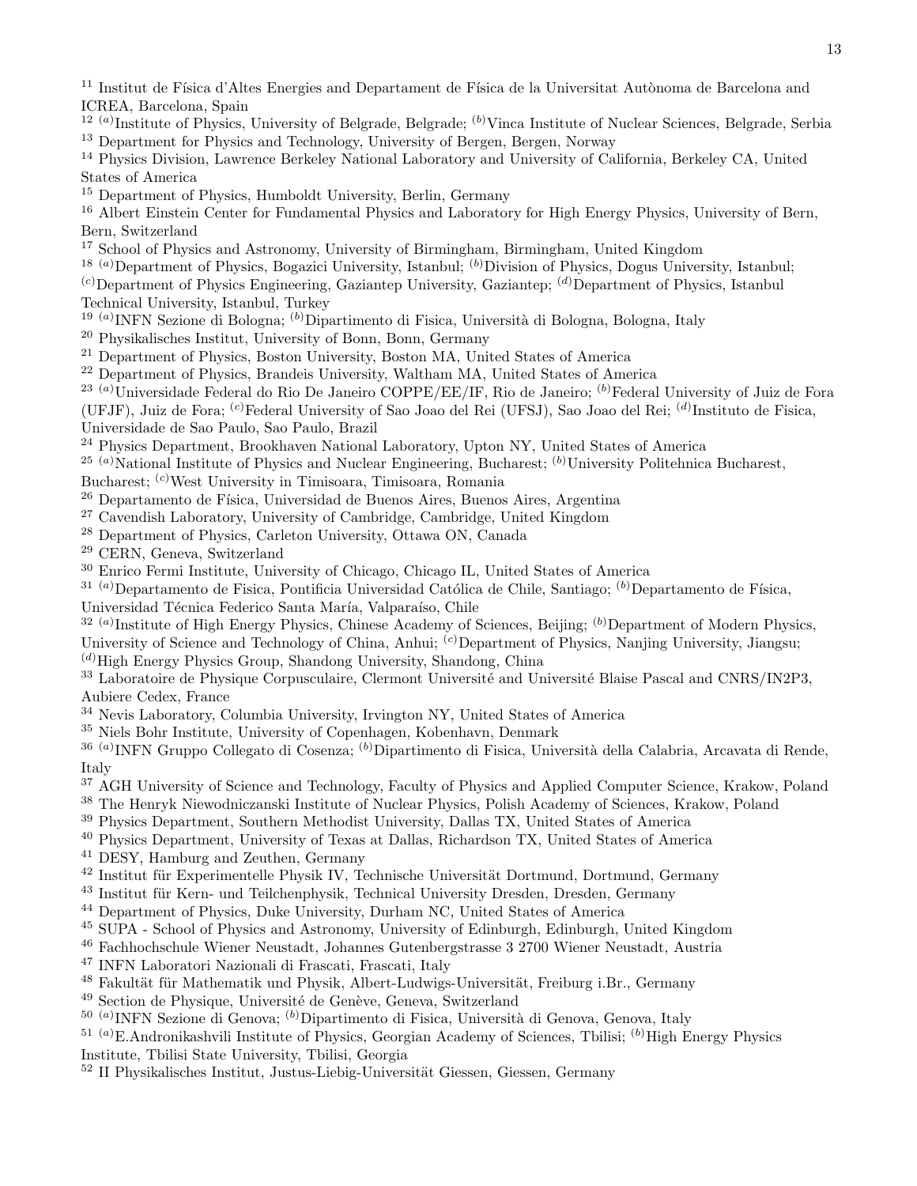[11] Institut de Física d'Altes Energies and Departament de Física de la Universitat Autònoma de Barcelona and ICREA, Barcelona, Spain
[12] [(a)]Institute of Physics, University of Belgrade, Belgrade; [(b)]Vinca Institute of Nuclear Sciences, Belgrade, Serbia
[13] Department for Physics and Technology, University of Bergen, Bergen, Norway
[14] Physics Division, Lawrence Berkeley National Laboratory and University of California, Berkeley CA, United States of America
[15] Department of Physics, Humboldt University, Berlin, Germany
[16] Albert Einstein Center for Fundamental Physics and Laboratory for High Energy Physics, University of Bern, Bern, Switzerland
[17] School of Physics and Astronomy, University of Birmingham, Birmingham, United Kingdom
[18] [(a)]Department of Physics, Bogazici University, Istanbul; [(b)]Division of Physics, Dogus University, Istanbul; [(c)]Department of Physics Engineering, Gaziantep University, Gaziantep; [(d)]Department of Physics, Istanbul Technical University, Istanbul, Turkey
[19] [(a)]INFN Sezione di Bologna; [(b)]Dipartimento di Fisica, Università di Bologna, Bologna, Italy
[20] Physikalisches Institut, University of Bonn, Bonn, Germany
[21] Department of Physics, Boston University, Boston MA, United States of America
[22] Department of Physics, Brandeis University, Waltham MA, United States of America
[23] [(a)]Universidade Federal do Rio De Janeiro COPPE/EE/IF, Rio de Janeiro; [(b)]Federal University of Juiz de Fora (UFJF), Juiz de Fora; [(c)]Federal University of Sao Joao del Rei (UFSJ), Sao Joao del Rei; [(d)]Instituto de Fisica, Universidade de Sao Paulo, Sao Paulo, Brazil
[24] Physics Department, Brookhaven National Laboratory, Upton NY, United States of America
[25] [(a)]National Institute of Physics and Nuclear Engineering, Bucharest; [(b)]University Politehnica Bucharest, Bucharest; [(c)]West University in Timisoara, Timisoara, Romania
[26] Departamento de Física, Universidad de Buenos Aires, Buenos Aires, Argentina
[27] Cavendish Laboratory, University of Cambridge, Cambridge, United Kingdom
[28] Department of Physics, Carleton University, Ottawa ON, Canada
[29] CERN, Geneva, Switzerland
[30] Enrico Fermi Institute, University of Chicago, Chicago IL, United States of America
[31] [(a)]Departamento de Fisica, Pontificia Universidad Católica de Chile, Santiago; [(b)]Departamento de Física, Universidad Técnica Federico Santa María, Valparaíso, Chile
[32] [(a)]Institute of High Energy Physics, Chinese Academy of Sciences, Beijing; [(b)]Department of Modern Physics, University of Science and Technology of China, Anhui; [(c)]Department of Physics, Nanjing University, Jiangsu; [(d)]High Energy Physics Group, Shandong University, Shandong, China
[33] Laboratoire de Physique Corpusculaire, Clermont Université and Université Blaise Pascal and CNRS/IN2P3, Aubiere Cedex, France
[34] Nevis Laboratory, Columbia University, Irvington NY, United States of America
[35] Niels Bohr Institute, University of Copenhagen, Kobenhavn, Denmark
[36] [(a)]INFN Gruppo Collegato di Cosenza; [(b)]Dipartimento di Fisica, Università della Calabria, Arcavata di Rende, Italy
[37] AGH University of Science and Technology, Faculty of Physics and Applied Computer Science, Krakow, Poland
[38] The Henryk Niewodniczanski Institute of Nuclear Physics, Polish Academy of Sciences, Krakow, Poland
[39] Physics Department, Southern Methodist University, Dallas TX, United States of America
[40] Physics Department, University of Texas at Dallas, Richardson TX, United States of America
[41] DESY, Hamburg and Zeuthen, Germany
[42] Institut für Experimentelle Physik IV, Technische Universität Dortmund, Dortmund, Germany
[43] Institut für Kern- und Teilchenphysik, Technical University Dresden, Dresden, Germany
[44] Department of Physics, Duke University, Durham NC, United States of America
[45] SUPA - School of Physics and Astronomy, University of Edinburgh, Edinburgh, United Kingdom
[46] Fachhochschule Wiener Neustadt, Johannes Gutenbergstrasse 3 2700 Wiener Neustadt, Austria
[47] INFN Laboratori Nazionali di Frascati, Frascati, Italy
[48] Fakultät für Mathematik und Physik, Albert-Ludwigs-Universität, Freiburg i.Br., Germany
[49] Section de Physique, Université de Genève, Geneva, Switzerland
[50] [(a)]INFN Sezione di Genova; [(b)]Dipartimento di Fisica, Università di Genova, Genova, Italy
[51] [(a)]E.Andronikashvili Institute of Physics, Georgian Academy of Sciences, Tbilisi; [(b)]High Energy Physics Institute, Tbilisi State University, Tbilisi, Georgia
[52] II Physikalisches Institut, Justus-Liebig-Universität Giessen, Giessen, Germany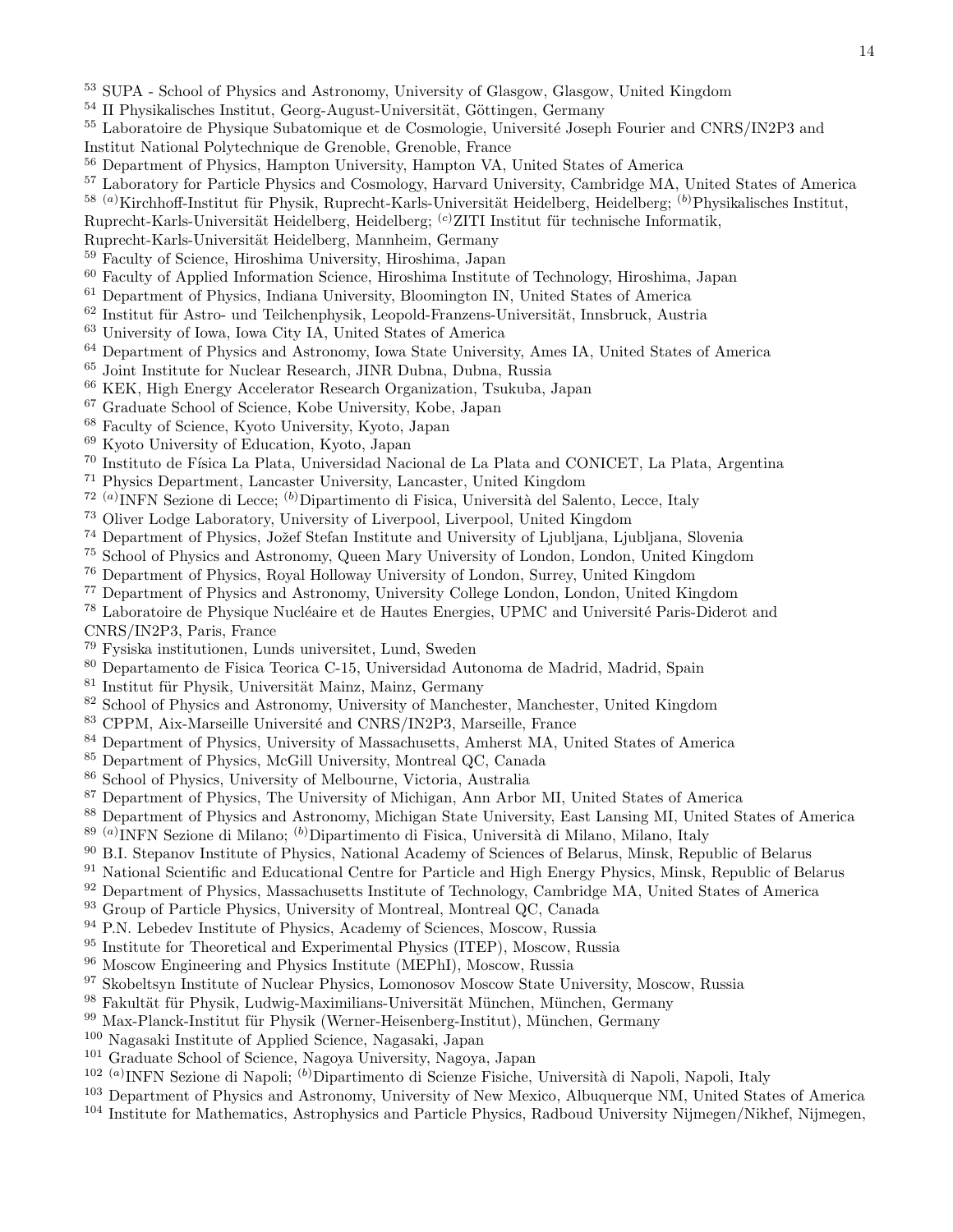[53] SUPA - School of Physics and Astronomy, University of Glasgow, Glasgow, United Kingdom
[54] II Physikalisches Institut, Georg-August-Universität, Göttingen, Germany
[55] Laboratoire de Physique Subatomique et de Cosmologie, Université Joseph Fourier and CNRS/IN2P3 and Institut National Polytechnique de Grenoble, Grenoble, France
[56] Department of Physics, Hampton University, Hampton VA, United States of America
[57] Laboratory for Particle Physics and Cosmology, Harvard University, Cambridge MA, United States of America
[58] [(a)]Kirchhoff-Institut für Physik, Ruprecht-Karls-Universität Heidelberg, Heidelberg; [(b)]Physikalisches Institut, Ruprecht-Karls-Universität Heidelberg, Heidelberg; [(c)]ZITI Institut für technische Informatik, Ruprecht-Karls-Universität Heidelberg, Mannheim, Germany
[59] Faculty of Science, Hiroshima University, Hiroshima, Japan
[60] Faculty of Applied Information Science, Hiroshima Institute of Technology, Hiroshima, Japan
[61] Department of Physics, Indiana University, Bloomington IN, United States of America
[62] Institut für Astro- und Teilchenphysik, Leopold-Franzens-Universität, Innsbruck, Austria
[63] University of Iowa, Iowa City IA, United States of America
[64] Department of Physics and Astronomy, Iowa State University, Ames IA, United States of America
[65] Joint Institute for Nuclear Research, JINR Dubna, Dubna, Russia
[66] KEK, High Energy Accelerator Research Organization, Tsukuba, Japan
[67] Graduate School of Science, Kobe University, Kobe, Japan
[68] Faculty of Science, Kyoto University, Kyoto, Japan
[69] Kyoto University of Education, Kyoto, Japan
[70] Instituto de Física La Plata, Universidad Nacional de La Plata and CONICET, La Plata, Argentina
[71] Physics Department, Lancaster University, Lancaster, United Kingdom
[72] [(a)]INFN Sezione di Lecce; [(b)]Dipartimento di Fisica, Università del Salento, Lecce, Italy
[73] Oliver Lodge Laboratory, University of Liverpool, Liverpool, United Kingdom
[74] Department of Physics, Jožef Stefan Institute and University of Ljubljana, Ljubljana, Slovenia
[75] School of Physics and Astronomy, Queen Mary University of London, London, United Kingdom
[76] Department of Physics, Royal Holloway University of London, Surrey, United Kingdom
[77] Department of Physics and Astronomy, University College London, London, United Kingdom
[78] Laboratoire de Physique Nucléaire et de Hautes Energies, UPMC and Université Paris-Diderot and CNRS/IN2P3, Paris, France
[79] Fysiska institutionen, Lunds universitet, Lund, Sweden
[80] Departamento de Fisica Teorica C-15, Universidad Autonoma de Madrid, Madrid, Spain
[81] Institut für Physik, Universität Mainz, Mainz, Germany
[82] School of Physics and Astronomy, University of Manchester, Manchester, United Kingdom
[83] CPPM, Aix-Marseille Université and CNRS/IN2P3, Marseille, France
[84] Department of Physics, University of Massachusetts, Amherst MA, United States of America
[85] Department of Physics, McGill University, Montreal QC, Canada
[86] School of Physics, University of Melbourne, Victoria, Australia
[87] Department of Physics, The University of Michigan, Ann Arbor MI, United States of America
[88] Department of Physics and Astronomy, Michigan State University, East Lansing MI, United States of America
[89] [(a)]INFN Sezione di Milano; [(b)]Dipartimento di Fisica, Università di Milano, Milano, Italy
[90] B.I. Stepanov Institute of Physics, National Academy of Sciences of Belarus, Minsk, Republic of Belarus
[91] National Scientific and Educational Centre for Particle and High Energy Physics, Minsk, Republic of Belarus
[92] Department of Physics, Massachusetts Institute of Technology, Cambridge MA, United States of America
[93] Group of Particle Physics, University of Montreal, Montreal QC, Canada
[94] P.N. Lebedev Institute of Physics, Academy of Sciences, Moscow, Russia
[95] Institute for Theoretical and Experimental Physics (ITEP), Moscow, Russia
[96] Moscow Engineering and Physics Institute (MEPhI), Moscow, Russia
[97] Skobeltsyn Institute of Nuclear Physics, Lomonosov Moscow State University, Moscow, Russia
[98] Fakultät für Physik, Ludwig-Maximilians-Universität München, München, Germany
[99] Max-Planck-Institut für Physik (Werner-Heisenberg-Institut), München, Germany
[100] Nagasaki Institute of Applied Science, Nagasaki, Japan
[101] Graduate School of Science, Nagoya University, Nagoya, Japan
[102] [(a)]INFN Sezione di Napoli; [(b)]Dipartimento di Scienze Fisiche, Università di Napoli, Napoli, Italy
[103] Department of Physics and Astronomy, University of New Mexico, Albuquerque NM, United States of America
[104] Institute for Mathematics, Astrophysics and Particle Physics, Radboud University Nijmegen/Nikhef, Nijmegen,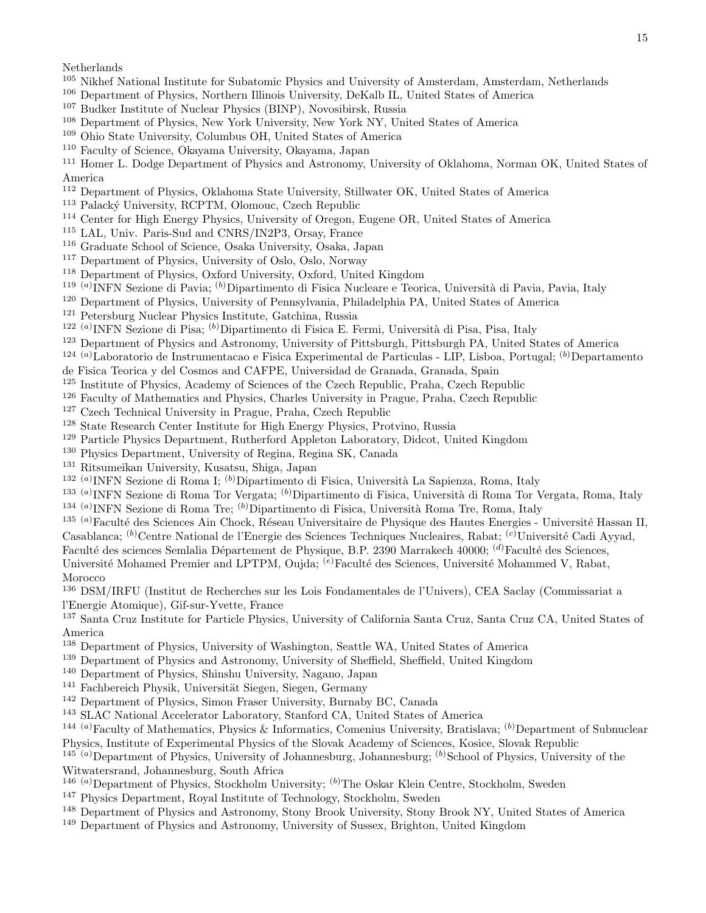Netherlands

[105] Nikhef National Institute for Subatomic Physics and University of Amsterdam, Amsterdam, Netherlands
[106] Department of Physics, Northern Illinois University, DeKalb IL, United States of America
[107] Budker Institute of Nuclear Physics (BINP), Novosibirsk, Russia
[108] Department of Physics, New York University, New York NY, United States of America
[109] Ohio State University, Columbus OH, United States of America
[110] Faculty of Science, Okayama University, Okayama, Japan
[111] Homer L. Dodge Department of Physics and Astronomy, University of Oklahoma, Norman OK, United States of America
[112] Department of Physics, Oklahoma State University, Stillwater OK, United States of America
[113] Palacký University, RCPTM, Olomouc, Czech Republic
[114] Center for High Energy Physics, University of Oregon, Eugene OR, United States of America
[115] LAL, Univ. Paris-Sud and CNRS/IN2P3, Orsay, France
[116] Graduate School of Science, Osaka University, Osaka, Japan
[117] Department of Physics, University of Oslo, Oslo, Norway
[118] Department of Physics, Oxford University, Oxford, United Kingdom
[119] [(a)]INFN Sezione di Pavia; [(b)]Dipartimento di Fisica Nucleare e Teorica, Università di Pavia, Pavia, Italy
[120] Department of Physics, University of Pennsylvania, Philadelphia PA, United States of America
[121] Petersburg Nuclear Physics Institute, Gatchina, Russia
[122] [(a)]INFN Sezione di Pisa; [(b)]Dipartimento di Fisica E. Fermi, Università di Pisa, Pisa, Italy
[123] Department of Physics and Astronomy, University of Pittsburgh, Pittsburgh PA, United States of America
[124] [(a)]Laboratorio de Instrumentacao e Fisica Experimental de Particulas - LIP, Lisboa, Portugal; [(b)]Departamento de Fisica Teorica y del Cosmos and CAFPE, Universidad de Granada, Granada, Spain
[125] Institute of Physics, Academy of Sciences of the Czech Republic, Praha, Czech Republic
[126] Faculty of Mathematics and Physics, Charles University in Prague, Praha, Czech Republic
[127] Czech Technical University in Prague, Praha, Czech Republic
[128] State Research Center Institute for High Energy Physics, Protvino, Russia
[129] Particle Physics Department, Rutherford Appleton Laboratory, Didcot, United Kingdom
[130] Physics Department, University of Regina, Regina SK, Canada
[131] Ritsumeikan University, Kusatsu, Shiga, Japan
[132] [(a)]INFN Sezione di Roma I; [(b)]Dipartimento di Fisica, Università La Sapienza, Roma, Italy
[133] [(a)]INFN Sezione di Roma Tor Vergata; [(b)]Dipartimento di Fisica, Università di Roma Tor Vergata, Roma, Italy
[134] [(a)]INFN Sezione di Roma Tre; [(b)]Dipartimento di Fisica, Università Roma Tre, Roma, Italy
[135] [(a)]Faculté des Sciences Ain Chock, Réseau Universitaire de Physique des Hautes Energies - Université Hassan II, Casablanca; [(b)]Centre National de l'Energie des Sciences Techniques Nucleaires, Rabat; [(c)]Université Cadi Ayyad, Faculté des sciences Semlalia Département de Physique, B.P. 2390 Marrakech 40000; [(d)]Faculté des Sciences, Université Mohamed Premier and LPTPM, Oujda; [(e)]Faculté des Sciences, Université Mohammed V, Rabat, Morocco
[136] DSM/IRFU (Institut de Recherches sur les Lois Fondamentales de l'Univers), CEA Saclay (Commissariat a l'Energie Atomique), Gif-sur-Yvette, France
[137] Santa Cruz Institute for Particle Physics, University of California Santa Cruz, Santa Cruz CA, United States of America
[138] Department of Physics, University of Washington, Seattle WA, United States of America
[139] Department of Physics and Astronomy, University of Sheffield, Sheffield, United Kingdom
[140] Department of Physics, Shinshu University, Nagano, Japan
[141] Fachbereich Physik, Universität Siegen, Siegen, Germany
[142] Department of Physics, Simon Fraser University, Burnaby BC, Canada
[143] SLAC National Accelerator Laboratory, Stanford CA, United States of America
[144] [(a)]Faculty of Mathematics, Physics & Informatics, Comenius University, Bratislava; [(b)]Department of Subnuclear Physics, Institute of Experimental Physics of the Slovak Academy of Sciences, Kosice, Slovak Republic
[145] [(a)]Department of Physics, University of Johannesburg, Johannesburg; [(b)]School of Physics, University of the Witwatersrand, Johannesburg, South Africa
[146] [(a)]Department of Physics, Stockholm University; [(b)]The Oskar Klein Centre, Stockholm, Sweden
[147] Physics Department, Royal Institute of Technology, Stockholm, Sweden
[148] Department of Physics and Astronomy, Stony Brook University, Stony Brook NY, United States of America
[149] Department of Physics and Astronomy, University of Sussex, Brighton, United Kingdom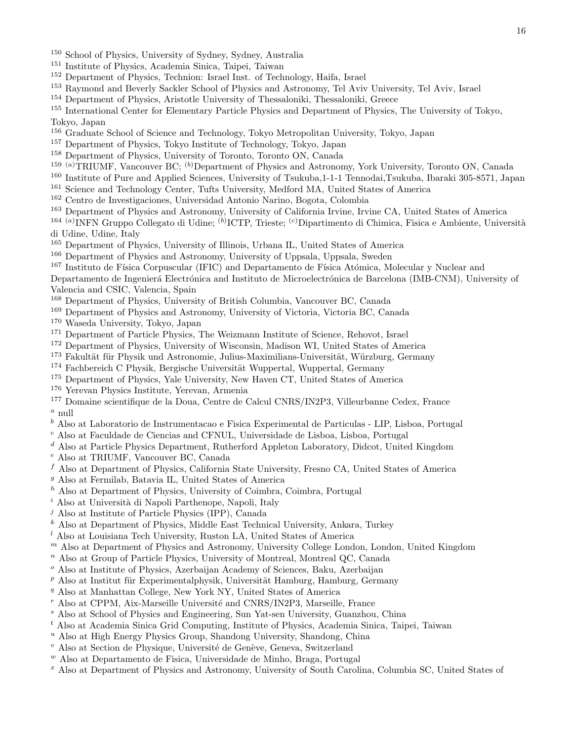[150] School of Physics, University of Sydney, Sydney, Australia
[151] Institute of Physics, Academia Sinica, Taipei, Taiwan
[152] Department of Physics, Technion: Israel Inst. of Technology, Haifa, Israel
[153] Raymond and Beverly Sackler School of Physics and Astronomy, Tel Aviv University, Tel Aviv, Israel
[154] Department of Physics, Aristotle University of Thessaloniki, Thessaloniki, Greece
[155] International Center for Elementary Particle Physics and Department of Physics, The University of Tokyo, Tokyo, Japan
[156] Graduate School of Science and Technology, Tokyo Metropolitan University, Tokyo, Japan
[157] Department of Physics, Tokyo Institute of Technology, Tokyo, Japan
[158] Department of Physics, University of Toronto, Toronto ON, Canada
[159] [(a)]TRIUMF, Vancouver BC; [(b)]Department of Physics and Astronomy, York University, Toronto ON, Canada
[160] Institute of Pure and Applied Sciences, University of Tsukuba,1-1-1 Tennodai,Tsukuba, Ibaraki 305-8571, Japan
[161] Science and Technology Center, Tufts University, Medford MA, United States of America
[162] Centro de Investigaciones, Universidad Antonio Narino, Bogota, Colombia
[163] Department of Physics and Astronomy, University of California Irvine, Irvine CA, United States of America
[164] [(a)]INFN Gruppo Collegato di Udine; [(b)]ICTP, Trieste; [(c)]Dipartimento di Chimica, Fisica e Ambiente, Università di Udine, Udine, Italy
[165] Department of Physics, University of Illinois, Urbana IL, United States of America
[166] Department of Physics and Astronomy, University of Uppsala, Uppsala, Sweden
[167] Instituto de Física Corpuscular (IFIC) and Departamento de Física Atómica, Molecular y Nuclear and Departamento de Ingenierá Electrónica and Instituto de Microelectrónica de Barcelona (IMB-CNM), University of Valencia and CSIC, Valencia, Spain
[168] Department of Physics, University of British Columbia, Vancouver BC, Canada
[169] Department of Physics and Astronomy, University of Victoria, Victoria BC, Canada
[170] Waseda University, Tokyo, Japan
[171] Department of Particle Physics, The Weizmann Institute of Science, Rehovot, Israel
[172] Department of Physics, University of Wisconsin, Madison WI, United States of America
[173] Fakultät für Physik und Astronomie, Julius-Maximilians-Universität, Würzburg, Germany
[174] Fachbereich C Physik, Bergische Universität Wuppertal, Wuppertal, Germany
[175] Department of Physics, Yale University, New Haven CT, United States of America
[176] Yerevan Physics Institute, Yerevan, Armenia
[177] Domaine scientifique de la Doua, Centre de Calcul CNRS/IN2P3, Villeurbanne Cedex, France
[a] null
[b] Also at Laboratorio de Instrumentacao e Fisica Experimental de Particulas - LIP, Lisboa, Portugal
[c] Also at Faculdade de Ciencias and CFNUL, Universidade de Lisboa, Lisboa, Portugal
[d] Also at Particle Physics Department, Rutherford Appleton Laboratory, Didcot, United Kingdom
[e] Also at TRIUMF, Vancouver BC, Canada
[f] Also at Department of Physics, California State University, Fresno CA, United States of America
[g] Also at Fermilab, Batavia IL, United States of America
[h] Also at Department of Physics, University of Coimbra, Coimbra, Portugal
[i] Also at Università di Napoli Parthenope, Napoli, Italy
[j] Also at Institute of Particle Physics (IPP), Canada
[k] Also at Department of Physics, Middle East Technical University, Ankara, Turkey
[l] Also at Louisiana Tech University, Ruston LA, United States of America
[m] Also at Department of Physics and Astronomy, University College London, London, United Kingdom
[n] Also at Group of Particle Physics, University of Montreal, Montreal QC, Canada
[o] Also at Institute of Physics, Azerbaijan Academy of Sciences, Baku, Azerbaijan
[p] Also at Institut für Experimentalphysik, Universität Hamburg, Hamburg, Germany
[q] Also at Manhattan College, New York NY, United States of America
[r] Also at CPPM, Aix-Marseille Université and CNRS/IN2P3, Marseille, France
[s] Also at School of Physics and Engineering, Sun Yat-sen University, Guanzhou, China
[t] Also at Academia Sinica Grid Computing, Institute of Physics, Academia Sinica, Taipei, Taiwan
[u] Also at High Energy Physics Group, Shandong University, Shandong, China
[v] Also at Section de Physique, Université de Genève, Geneva, Switzerland
[w] Also at Departamento de Fisica, Universidade de Minho, Braga, Portugal
[x] Also at Department of Physics and Astronomy, University of South Carolina, Columbia SC, United States of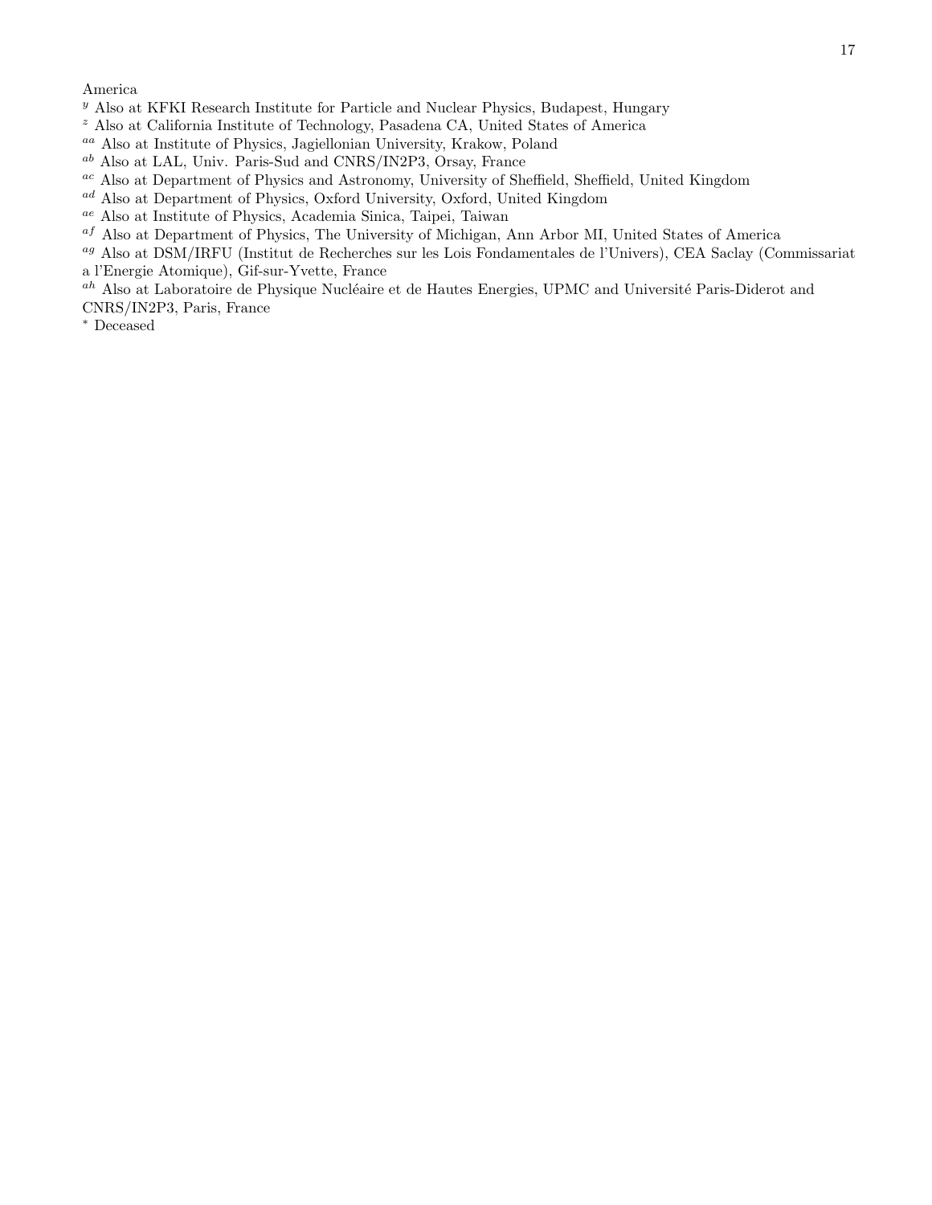America

[y] Also at KFKI Research Institute for Particle and Nuclear Physics, Budapest, Hungary

[z] Also at California Institute of Technology, Pasadena CA, United States of America

[aa] Also at Institute of Physics, Jagiellonian University, Krakow, Poland

[ab] Also at LAL, Univ. Paris-Sud and CNRS/IN2P3, Orsay, France

[ac] Also at Department of Physics and Astronomy, University of Sheffield, Sheffield, United Kingdom

[ad] Also at Department of Physics, Oxford University, Oxford, United Kingdom

[ae] Also at Institute of Physics, Academia Sinica, Taipei, Taiwan

[af] Also at Department of Physics, The University of Michigan, Ann Arbor MI, United States of America

[ag] Also at DSM/IRFU (Institut de Recherches sur les Lois Fondamentales de l'Univers), CEA Saclay (Commissariat a l'Energie Atomique), Gif-sur-Yvette, France

[ah] Also at Laboratoire de Physique Nucléaire et de Hautes Energies, UPMC and Université Paris-Diderot and CNRS/IN2P3, Paris, France

[*] Deceased